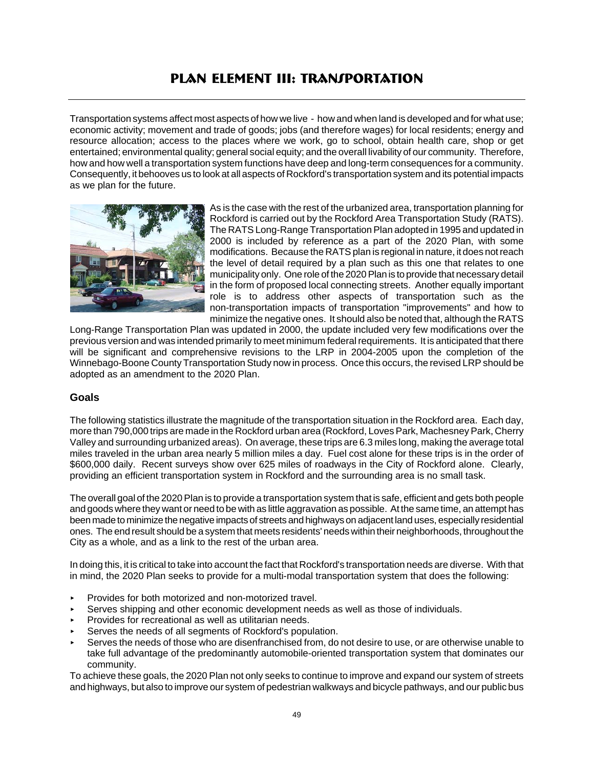# PLAN ELEMENT III: TRANSPORTATION

Transportation systems affect most aspects of how we live - how and when land is developed and for what use; economic activity; movement and trade of goods; jobs (and therefore wages) for local residents; energy and resource allocation; access to the places where we work, go to school, obtain health care, shop or get entertained; environmental quality; general social equity; and the overall livability of our community. Therefore, how and how well a transportation system functions have deep and long-term consequences for a community. Consequently, it behooves us to look at all aspects of Rockford's transportation system and its potential impacts as we plan for the future.

As is the case with the rest of the urbanized area, transportation planning for Rockford is carried out by the Rockford Area Transportation Study (RATS). The RATS Long-Range Transportation Plan adopted in 1995 and updated in 2000 is included by reference as a part of the 2020 Plan, with some modifications. Because the RATS plan is regional in nature, it does not reach the level of detail required by a plan such as this one that relates to one municipality only. One role of the 2020 Plan is to provide that necessary detail in the form of proposed local connecting streets. Another equally important role is to address other aspects of transportation such as the non-transportation impacts of transportation "improvements" and how to minimize the negative ones. It should also be noted that, although the RATS Long-Range Transportation Plan was updated in 2000, the update included very few modifications over the previous version and was intended primarily to meet minimum federal requirements. It is anticipated that there will be significant and comprehensive revisions to the LRP in 2004-2005 upon the completion of the Winnebago-Boone County Transportation Study now in process. Once this occurs, the revised LRP should be adopted as an amendment to the 2020 Plan.

## Goals

The following statistics illustrate the magnitude of the transportation situation in the Rockford area. Each day, more than 790,000 trips are made in the Rockford urban area (Rockford, Loves Park, Machesney Park, Cherry Valley and surrounding urbanized areas). On average, these trips are 6.3 miles long, making the average total miles traveled in the urban area nearly 5 million miles a day. Fuel cost alone for these trips is in the order of $600,000 daily. Recent surveys show over 625 miles of roadways in the City of Rockford alone. Clearly, providing an efficient transportation system in Rockford and the surrounding area is no small task.

The overall goal of the 2020 Plan is to provide a transportation system that is safe, efficient and gets both people and goods where they want or need to be with as little aggravation as possible. At the same time, an attempt has been made to minimize the negative impacts of streets and highways on adjacent land uses, especially residential ones. The end result should be a system that meets residents' needs within their neighborhoods, throughout the City as a whole, and as a link to the rest of the urban area.

In doing this, it is critical to take into account the fact that Rockford's transportation needs are diverse. With that in mind, the 2020 Plan seeks to provide for a multi-modal transportation system that does the following:

- Provides for both motorized and non-motorized travel.
- Serves shipping and other economic development needs as well as those of individuals.
- Provides for recreational as well as utilitarian needs.
- Serves the needs of all segments of Rockford's population.
- Serves the needs of those who are disenfranchised from, do not desire to use, or are otherwise unable to take full advantage of the predominantly automobile-oriented transportation system that dominates our community.

To achieve these goals, the 2020 Plan not only seeks to continue to improve and expand our system of streets and highways, but also to improve our system of pedestrian walkways and bicycle pathways, and our public bus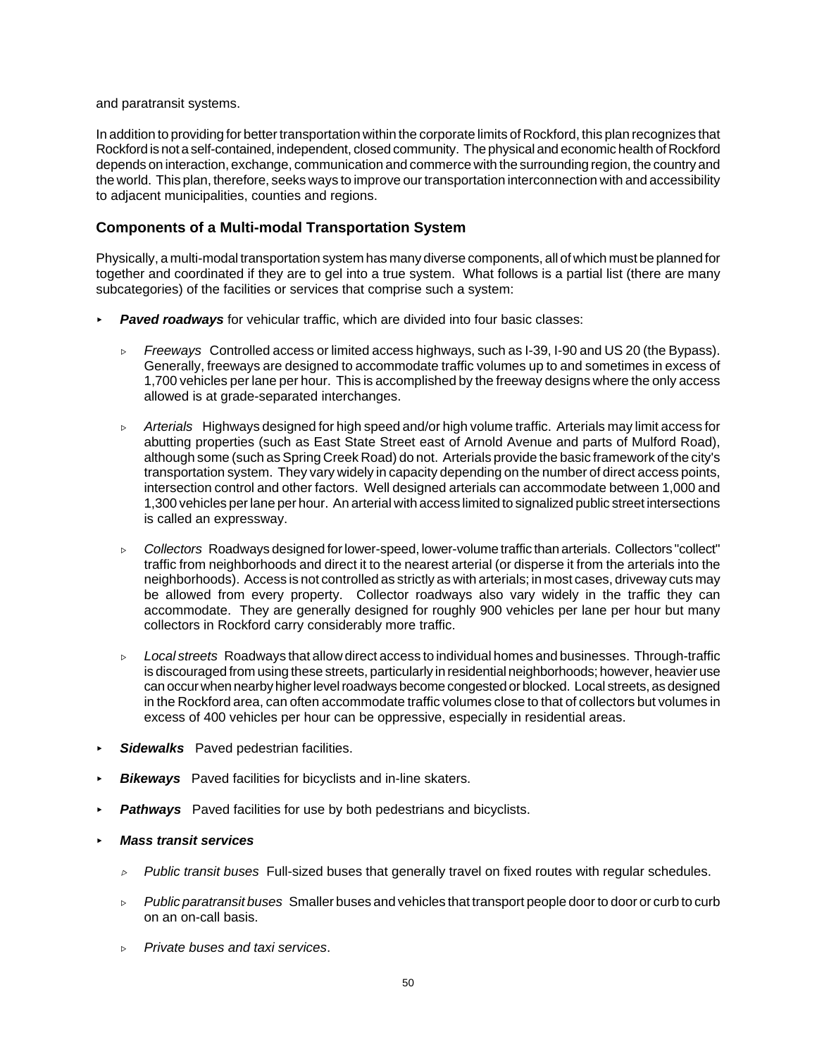and paratransit systems.

In addition to providing for better transportation within the corporate limits of Rockford, this plan recognizes that Rockford is not a self-contained, independent, closed community. The physical and economic health of Rockford depends on interaction, exchange, communication and commerce with the surrounding region, the country and the world. This plan, therefore, seeks ways to improve our transportation interconnection with and accessibility to adjacent municipalities, counties and regions.

## Components of a Multi-modal Transportation System

Physically, a multi-modal transportation system has many diverse components, all of which must be planned for together and coordinated if they are to gel into a true system. What follows is a partial list (there are many subcategories) of the facilities or services that comprise such a system:

- ***Paved roadways*** for vehicular traffic, which are divided into four basic classes:
  - *Freeways* Controlled access or limited access highways, such as I-39, I-90 and US 20 (the Bypass). Generally, freeways are designed to accommodate traffic volumes up to and sometimes in excess of 1,700 vehicles per lane per hour. This is accomplished by the freeway designs where the only access allowed is at grade-separated interchanges.
  - *Arterials* Highways designed for high speed and/or high volume traffic. Arterials may limit access for abutting properties (such as East State Street east of Arnold Avenue and parts of Mulford Road), although some (such as Spring Creek Road) do not. Arterials provide the basic framework of the city's transportation system. They vary widely in capacity depending on the number of direct access points, intersection control and other factors. Well designed arterials can accommodate between 1,000 and 1,300 vehicles per lane per hour. An arterial with access limited to signalized public street intersections is called an expressway.
  - *Collectors* Roadways designed for lower-speed, lower-volume traffic than arterials. Collectors "collect" traffic from neighborhoods and direct it to the nearest arterial (or disperse it from the arterials into the neighborhoods). Access is not controlled as strictly as with arterials; in most cases, driveway cuts may be allowed from every property. Collector roadways also vary widely in the traffic they can accommodate. They are generally designed for roughly 900 vehicles per lane per hour but many collectors in Rockford carry considerably more traffic.
  - *Local streets* Roadways that allow direct access to individual homes and businesses. Through-traffic is discouraged from using these streets, particularly in residential neighborhoods; however, heavier use can occur when nearby higher level roadways become congested or blocked. Local streets, as designed in the Rockford area, can often accommodate traffic volumes close to that of collectors but volumes in excess of 400 vehicles per hour can be oppressive, especially in residential areas.
- ***Sidewalks*** Paved pedestrian facilities.
- ***Bikeways*** Paved facilities for bicyclists and in-line skaters.
- ***Pathways*** Paved facilities for use by both pedestrians and bicyclists.
- ***Mass transit services***
  - *Public transit buses* Full-sized buses that generally travel on fixed routes with regular schedules.
  - *Public paratransit buses* Smaller buses and vehicles that transport people door to door or curb to curb on an on-call basis.
  - *Private buses and taxi services*.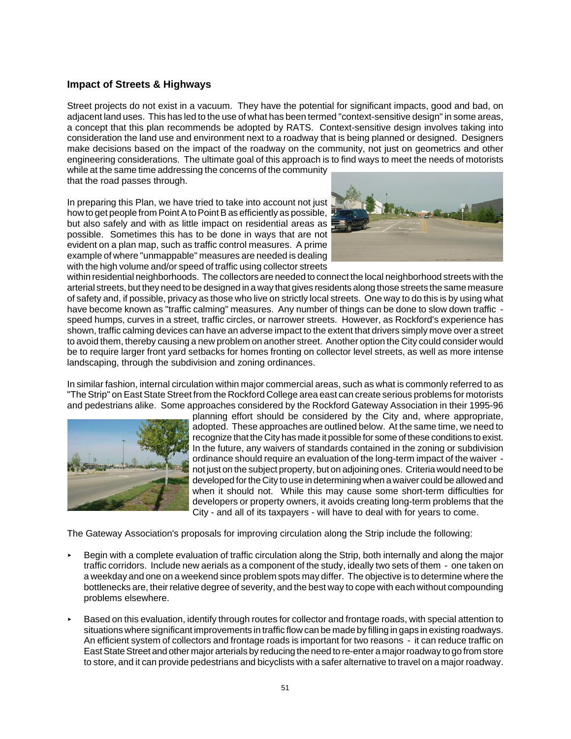## Impact of Streets & Highways

Street projects do not exist in a vacuum. They have the potential for significant impacts, good and bad, on adjacent land uses. This has led to the use of what has been termed "context-sensitive design" in some areas, a concept that this plan recommends be adopted by RATS. Context-sensitive design involves taking into consideration the land use and environment next to a roadway that is being planned or designed. Designers make decisions based on the impact of the roadway on the community, not just on geometrics and other engineering considerations. The ultimate goal of this approach is to find ways to meet the needs of motorists while at the same time addressing the concerns of the community that the road passes through.

In preparing this Plan, we have tried to take into account not just how to get people from Point A to Point B as efficiently as possible, but also safely and with as little impact on residential areas as possible. Sometimes this has to be done in ways that are not evident on a plan map, such as traffic control measures. A prime example of where "unmappable" measures are needed is dealing with the high volume and/or speed of traffic using collector streets within residential neighborhoods. The collectors are needed to connect the local neighborhood streets with the arterial streets, but they need to be designed in a way that gives residents along those streets the same measure of safety and, if possible, privacy as those who live on strictly local streets. One way to do this is by using what have become known as "traffic calming" measures. Any number of things can be done to slow down traffic - speed humps, curves in a street, traffic circles, or narrower streets. However, as Rockford's experience has shown, traffic calming devices can have an adverse impact to the extent that drivers simply move over a street to avoid them, thereby causing a new problem on another street. Another option the City could consider would be to require larger front yard setbacks for homes fronting on collector level streets, as well as more intense landscaping, through the subdivision and zoning ordinances.

In similar fashion, internal circulation within major commercial areas, such as what is commonly referred to as "The Strip" on East State Street from the Rockford College area east can create serious problems for motorists and pedestrians alike. Some approaches considered by the Rockford Gateway Association in their 1995-96 planning effort should be considered by the City and, where appropriate, adopted. These approaches are outlined below. At the same time, we need to recognize that the City has made it possible for some of these conditions to exist. In the future, any waivers of standards contained in the zoning or subdivision ordinance should require an evaluation of the long-term impact of the waiver - not just on the subject property, but on adjoining ones. Criteria would need to be developed for the City to use in determining when a waiver could be allowed and when it should not. While this may cause some short-term difficulties for developers or property owners, it avoids creating long-term problems that the City - and all of its taxpayers - will have to deal with for years to come.

The Gateway Association's proposals for improving circulation along the Strip include the following:

- Begin with a complete evaluation of traffic circulation along the Strip, both internally and along the major traffic corridors. Include new aerials as a component of the study, ideally two sets of them - one taken on a weekday and one on a weekend since problem spots may differ. The objective is to determine where the bottlenecks are, their relative degree of severity, and the best way to cope with each without compounding problems elsewhere.

- Based on this evaluation, identify through routes for collector and frontage roads, with special attention to situations where significant improvements in traffic flow can be made by filling in gaps in existing roadways. An efficient system of collectors and frontage roads is important for two reasons - it can reduce traffic on East State Street and other major arterials by reducing the need to re-enter a major roadway to go from store to store, and it can provide pedestrians and bicyclists with a safer alternative to travel on a major roadway.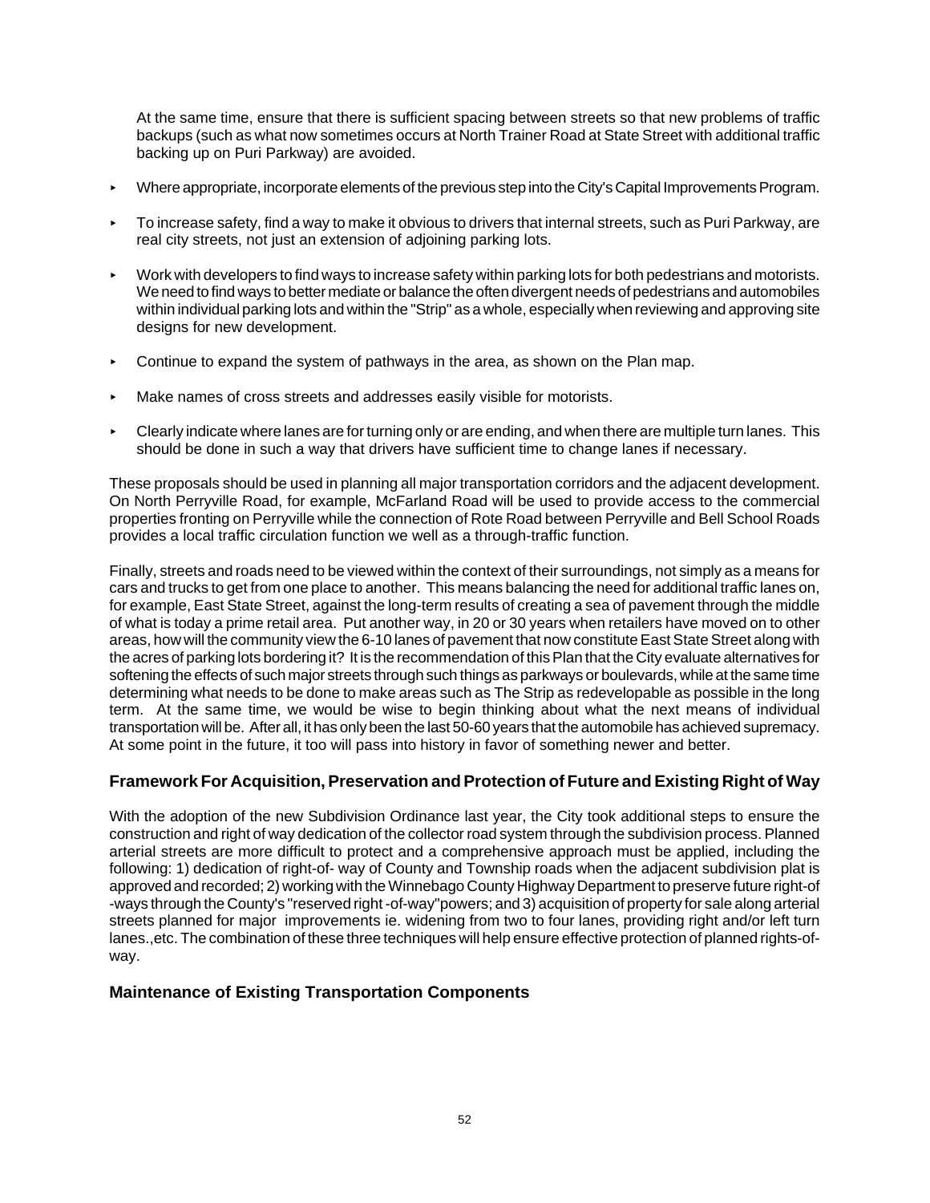At the same time, ensure that there is sufficient spacing between streets so that new problems of traffic backups (such as what now sometimes occurs at North Trainer Road at State Street with additional traffic backing up on Puri Parkway) are avoided.

- Where appropriate, incorporate elements of the previous step into the City's Capital Improvements Program.
- To increase safety, find a way to make it obvious to drivers that internal streets, such as Puri Parkway, are real city streets, not just an extension of adjoining parking lots.
- Work with developers to find ways to increase safety within parking lots for both pedestrians and motorists. We need to find ways to better mediate or balance the often divergent needs of pedestrians and automobiles within individual parking lots and within the "Strip" as a whole, especially when reviewing and approving site designs for new development.
- Continue to expand the system of pathways in the area, as shown on the Plan map.
- Make names of cross streets and addresses easily visible for motorists.
- Clearly indicate where lanes are for turning only or are ending, and when there are multiple turn lanes. This should be done in such a way that drivers have sufficient time to change lanes if necessary.

These proposals should be used in planning all major transportation corridors and the adjacent development. On North Perryville Road, for example, McFarland Road will be used to provide access to the commercial properties fronting on Perryville while the connection of Rote Road between Perryville and Bell School Roads provides a local traffic circulation function we well as a through-traffic function.

Finally, streets and roads need to be viewed within the context of their surroundings, not simply as a means for cars and trucks to get from one place to another. This means balancing the need for additional traffic lanes on, for example, East State Street, against the long-term results of creating a sea of pavement through the middle of what is today a prime retail area. Put another way, in 20 or 30 years when retailers have moved on to other areas, how will the community view the 6-10 lanes of pavement that now constitute East State Street along with the acres of parking lots bordering it? It is the recommendation of this Plan that the City evaluate alternatives for softening the effects of such major streets through such things as parkways or boulevards, while at the same time determining what needs to be done to make areas such as The Strip as redevelopable as possible in the long term. At the same time, we would be wise to begin thinking about what the next means of individual transportation will be. After all, it has only been the last 50-60 years that the automobile has achieved supremacy. At some point in the future, it too will pass into history in favor of something newer and better.

### Framework For Acquisition, Preservation and Protection of Future and Existing Right of Way

With the adoption of the new Subdivision Ordinance last year, the City took additional steps to ensure the construction and right of way dedication of the collector road system through the subdivision process. Planned arterial streets are more difficult to protect and a comprehensive approach must be applied, including the following: 1) dedication of right-of- way of County and Township roads when the adjacent subdivision plat is approved and recorded; 2) working with the Winnebago County Highway Department to preserve future right-of -ways through the County's "reserved right -of-way"powers; and 3) acquisition of property for sale along arterial streets planned for major improvements ie. widening from two to four lanes, providing right and/or left turn lanes.,etc. The combination of these three techniques will help ensure effective protection of planned rights-of-way.

### Maintenance of Existing Transportation Components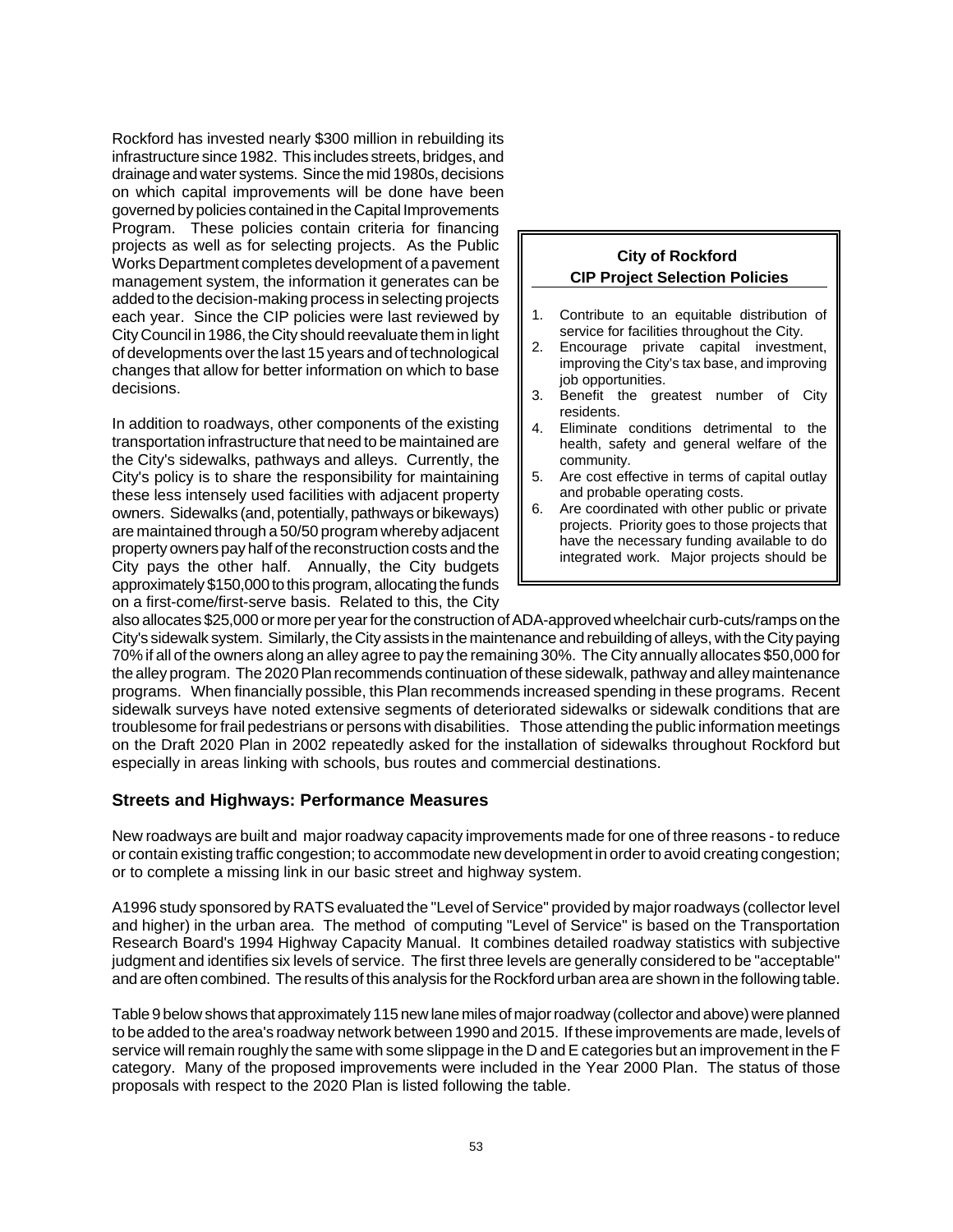Rockford has invested nearly $300 million in rebuilding its infrastructure since 1982. This includes streets, bridges, and drainage and water systems. Since the mid 1980s, decisions on which capital improvements will be done have been governed by policies contained in the Capital Improvements Program. These policies contain criteria for financing projects as well as for selecting projects. As the Public Works Department completes development of a pavement management system, the information it generates can be added to the decision-making process in selecting projects each year. Since the CIP policies were last reviewed by City Council in 1986, the City should reevaluate them in light of developments over the last 15 years and of technological changes that allow for better information on which to base decisions.

> **City of Rockford**
> **CIP Project Selection Policies**
>
> 1. Contribute to an equitable distribution of service for facilities throughout the City.
> 2. Encourage private capital investment, improving the City's tax base, and improving job opportunities.
> 3. Benefit the greatest number of City residents.
> 4. Eliminate conditions detrimental to the health, safety and general welfare of the community.
> 5. Are cost effective in terms of capital outlay and probable operating costs.
> 6. Are coordinated with other public or private projects. Priority goes to those projects that have the necessary funding available to do integrated work. Major projects should be

In addition to roadways, other components of the existing transportation infrastructure that need to be maintained are the City's sidewalks, pathways and alleys. Currently, the City's policy is to share the responsibility for maintaining these less intensely used facilities with adjacent property owners. Sidewalks (and, potentially, pathways or bikeways) are maintained through a 50/50 program whereby adjacent property owners pay half of the reconstruction costs and the City pays the other half. Annually, the City budgets approximately $150,000 to this program, allocating the funds on a first-come/first-serve basis. Related to this, the City also allocates $25,000 or more per year for the construction of ADA-approved wheelchair curb-cuts/ramps on the City's sidewalk system. Similarly, the City assists in the maintenance and rebuilding of alleys, with the City paying 70% if all of the owners along an alley agree to pay the remaining 30%. The City annually allocates $50,000 for the alley program. The 2020 Plan recommends continuation of these sidewalk, pathway and alley maintenance programs. When financially possible, this Plan recommends increased spending in these programs. Recent sidewalk surveys have noted extensive segments of deteriorated sidewalks or sidewalk conditions that are troublesome for frail pedestrians or persons with disabilities. Those attending the public information meetings on the Draft 2020 Plan in 2002 repeatedly asked for the installation of sidewalks throughout Rockford but especially in areas linking with schools, bus routes and commercial destinations.

## Streets and Highways: Performance Measures

New roadways are built and major roadway capacity improvements made for one of three reasons - to reduce or contain existing traffic congestion; to accommodate new development in order to avoid creating congestion; or to complete a missing link in our basic street and highway system.

A1996 study sponsored by RATS evaluated the "Level of Service" provided by major roadways (collector level and higher) in the urban area. The method of computing "Level of Service" is based on the Transportation Research Board's 1994 Highway Capacity Manual. It combines detailed roadway statistics with subjective judgment and identifies six levels of service. The first three levels are generally considered to be "acceptable" and are often combined. The results of this analysis for the Rockford urban area are shown in the following table.

Table 9 below shows that approximately 115 new lane miles of major roadway (collector and above) were planned to be added to the area's roadway network between 1990 and 2015. If these improvements are made, levels of service will remain roughly the same with some slippage in the D and E categories but an improvement in the F category. Many of the proposed improvements were included in the Year 2000 Plan. The status of those proposals with respect to the 2020 Plan is listed following the table.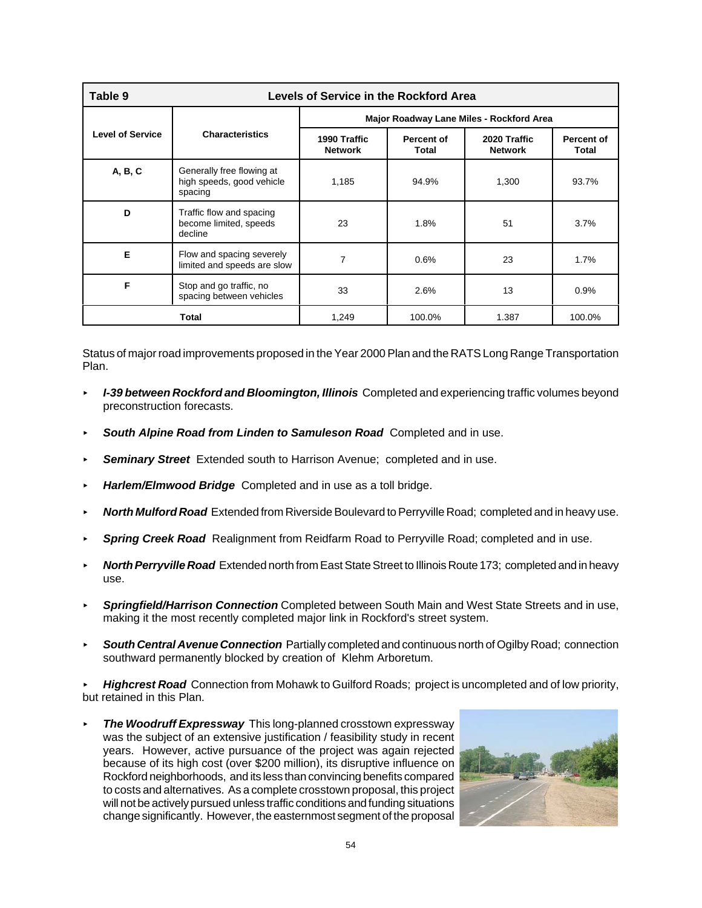| Table 9 | Levels of Service in the Rockford Area | | | | |
|---|---|---|---|---|---|
| Level of Service | Characteristics | Major Roadway Lane Miles - Rockford Area | | | |
| | | 1990 Traffic Network | Percent of Total | 2020 Traffic Network | Percent of Total |
| A, B, C | Generally free flowing at high speeds, good vehicle spacing | 1,185 | 94.9% | 1,300 | 93.7% |
| D | Traffic flow and spacing become limited, speeds decline | 23 | 1.8% | 51 | 3.7% |
| E | Flow and spacing severely limited and speeds are slow | 7 | 0.6% | 23 | 1.7% |
| F | Stop and go traffic, no spacing between vehicles | 33 | 2.6% | 13 | 0.9% |
| Total | | 1,249 | 100.0% | 1.387 | 100.0% |

Status of major road improvements proposed in the Year 2000 Plan and the RATS Long Range Transportation Plan.

- ***I-39 between Rockford and Bloomington, Illinois*** Completed and experiencing traffic volumes beyond preconstruction forecasts.
- ***South Alpine Road from Linden to Samuleson Road*** Completed and in use.
- ***Seminary Street*** Extended south to Harrison Avenue; completed and in use.
- ***Harlem/Elmwood Bridge*** Completed and in use as a toll bridge.
- ***North Mulford Road*** Extended from Riverside Boulevard to Perryville Road; completed and in heavy use.
- ***Spring Creek Road*** Realignment from Reidfarm Road to Perryville Road; completed and in use.
- ***North Perryville Road*** Extended north from East State Street to Illinois Route 173; completed and in heavy use.
- ***Springfield/Harrison Connection*** Completed between South Main and West State Streets and in use, making it the most recently completed major link in Rockford's street system.
- ***South Central Avenue Connection*** Partially completed and continuous north of Ogilby Road; connection southward permanently blocked by creation of Klehm Arboretum.
- ***Highcrest Road*** Connection from Mohawk to Guilford Roads; project is uncompleted and of low priority, but retained in this Plan.
- ***The Woodruff Expressway*** This long-planned crosstown expressway was the subject of an extensive justification / feasibility study in recent years. However, active pursuance of the project was again rejected because of its high cost (over $200 million), its disruptive influence on Rockford neighborhoods, and its less than convincing benefits compared to costs and alternatives. As a complete crosstown proposal, this project will not be actively pursued unless traffic conditions and funding situations change significantly. However, the easternmost segment of the proposal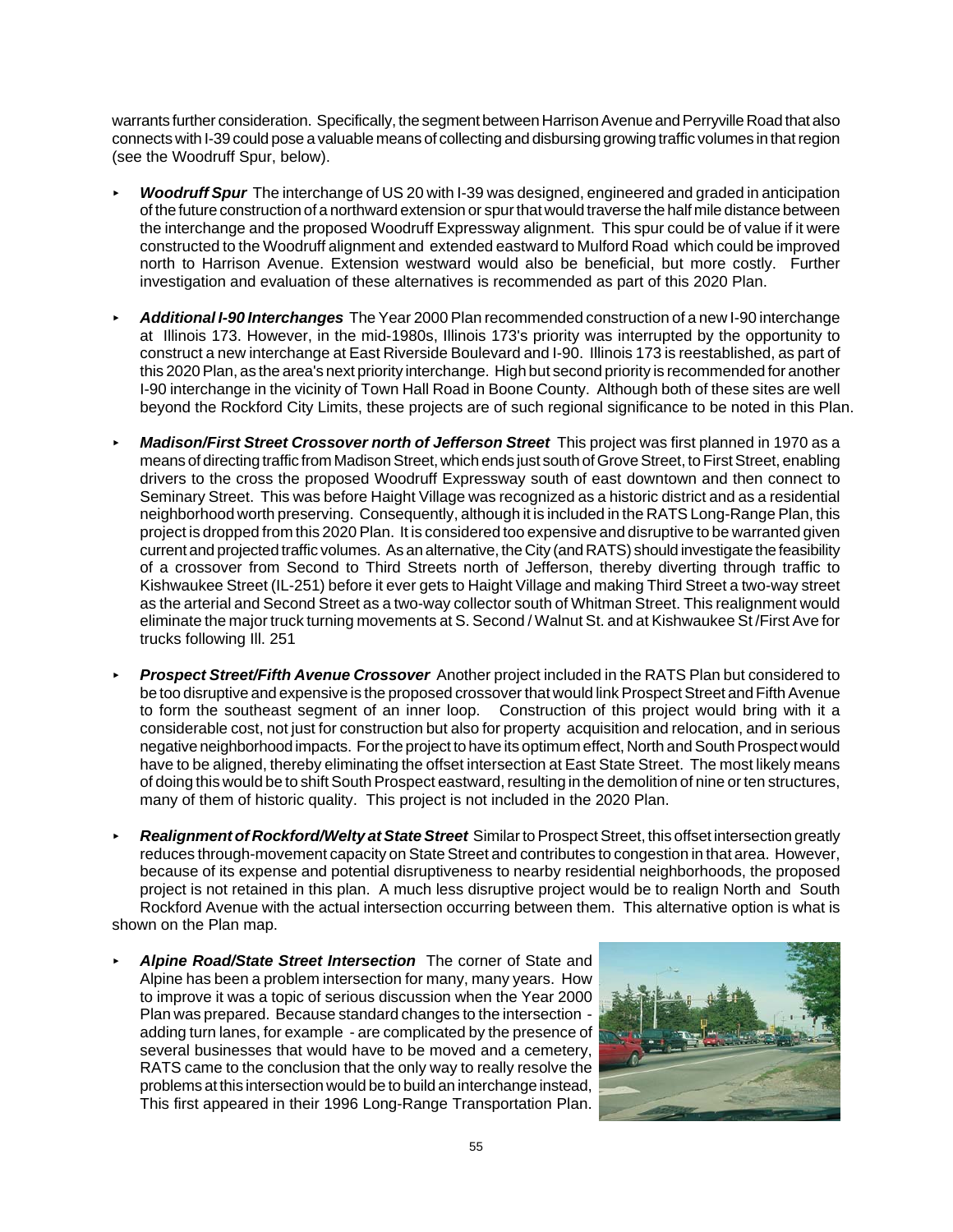warrants further consideration. Specifically, the segment between Harrison Avenue and Perryville Road that also connects with I-39 could pose a valuable means of collecting and disbursing growing traffic volumes in that region (see the Woodruff Spur, below).

- ***Woodruff Spur*** The interchange of US 20 with I-39 was designed, engineered and graded in anticipation of the future construction of a northward extension or spur that would traverse the half mile distance between the interchange and the proposed Woodruff Expressway alignment. This spur could be of value if it were constructed to the Woodruff alignment and extended eastward to Mulford Road which could be improved north to Harrison Avenue. Extension westward would also be beneficial, but more costly. Further investigation and evaluation of these alternatives is recommended as part of this 2020 Plan.

- ***Additional I-90 Interchanges*** The Year 2000 Plan recommended construction of a new I-90 interchange at Illinois 173. However, in the mid-1980s, Illinois 173's priority was interrupted by the opportunity to construct a new interchange at East Riverside Boulevard and I-90. Illinois 173 is reestablished, as part of this 2020 Plan, as the area's next priority interchange. High but second priority is recommended for another I-90 interchange in the vicinity of Town Hall Road in Boone County. Although both of these sites are well beyond the Rockford City Limits, these projects are of such regional significance to be noted in this Plan.

- ***Madison/First Street Crossover north of Jefferson Street*** This project was first planned in 1970 as a means of directing traffic from Madison Street, which ends just south of Grove Street, to First Street, enabling drivers to the cross the proposed Woodruff Expressway south of east downtown and then connect to Seminary Street. This was before Haight Village was recognized as a historic district and as a residential neighborhood worth preserving. Consequently, although it is included in the RATS Long-Range Plan, this project is dropped from this 2020 Plan. It is considered too expensive and disruptive to be warranted given current and projected traffic volumes. As an alternative, the City (and RATS) should investigate the feasibility of a crossover from Second to Third Streets north of Jefferson, thereby diverting through traffic to Kishwaukee Street (IL-251) before it ever gets to Haight Village and making Third Street a two-way street as the arterial and Second Street as a two-way collector south of Whitman Street. This realignment would eliminate the major truck turning movements at S. Second / Walnut St. and at Kishwaukee St /First Ave for trucks following Ill. 251

- ***Prospect Street/Fifth Avenue Crossover*** Another project included in the RATS Plan but considered to be too disruptive and expensive is the proposed crossover that would link Prospect Street and Fifth Avenue to form the southeast segment of an inner loop. Construction of this project would bring with it a considerable cost, not just for construction but also for property acquisition and relocation, and in serious negative neighborhood impacts. For the project to have its optimum effect, North and South Prospect would have to be aligned, thereby eliminating the offset intersection at East State Street. The most likely means of doing this would be to shift South Prospect eastward, resulting in the demolition of nine or ten structures, many of them of historic quality. This project is not included in the 2020 Plan.

- ***Realignment of Rockford/Welty at State Street*** Similar to Prospect Street, this offset intersection greatly reduces through-movement capacity on State Street and contributes to congestion in that area. However, because of its expense and potential disruptiveness to nearby residential neighborhoods, the proposed project is not retained in this plan. A much less disruptive project would be to realign North and South Rockford Avenue with the actual intersection occurring between them. This alternative option is what is shown on the Plan map.

- ***Alpine Road/State Street Intersection*** The corner of State and Alpine has been a problem intersection for many, many years. How to improve it was a topic of serious discussion when the Year 2000 Plan was prepared. Because standard changes to the intersection - adding turn lanes, for example - are complicated by the presence of several businesses that would have to be moved and a cemetery, RATS came to the conclusion that the only way to really resolve the problems at this intersection would be to build an interchange instead, This first appeared in their 1996 Long-Range Transportation Plan.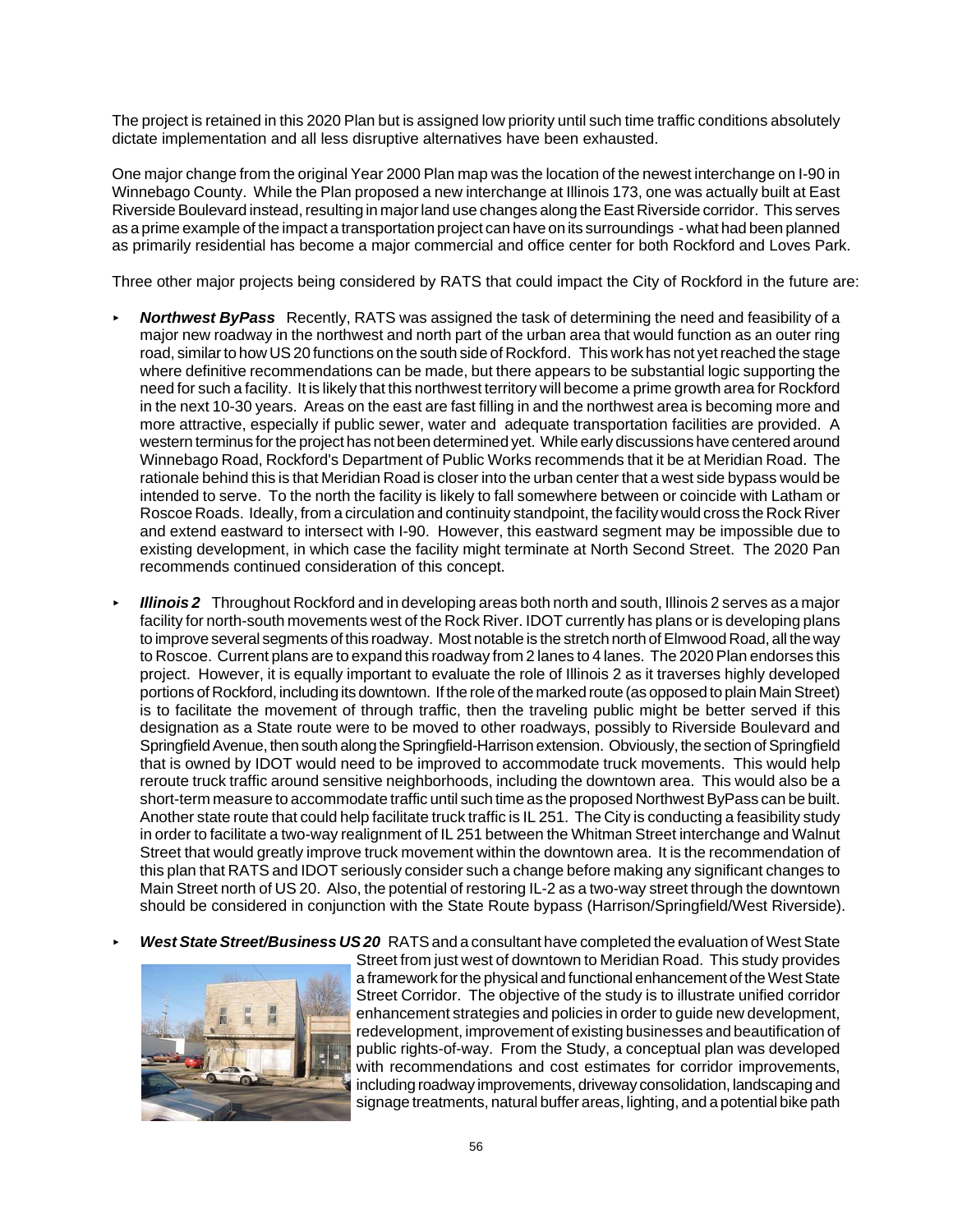The project is retained in this 2020 Plan but is assigned low priority until such time traffic conditions absolutely dictate implementation and all less disruptive alternatives have been exhausted.

One major change from the original Year 2000 Plan map was the location of the newest interchange on I-90 in Winnebago County. While the Plan proposed a new interchange at Illinois 173, one was actually built at East Riverside Boulevard instead, resulting in major land use changes along the East Riverside corridor. This serves as a prime example of the impact a transportation project can have on its surroundings - what had been planned as primarily residential has become a major commercial and office center for both Rockford and Loves Park.

Three other major projects being considered by RATS that could impact the City of Rockford in the future are:

- ***Northwest ByPass*** Recently, RATS was assigned the task of determining the need and feasibility of a major new roadway in the northwest and north part of the urban area that would function as an outer ring road, similar to how US 20 functions on the south side of Rockford. This work has not yet reached the stage where definitive recommendations can be made, but there appears to be substantial logic supporting the need for such a facility. It is likely that this northwest territory will become a prime growth area for Rockford in the next 10-30 years. Areas on the east are fast filling in and the northwest area is becoming more and more attractive, especially if public sewer, water and adequate transportation facilities are provided. A western terminus for the project has not been determined yet. While early discussions have centered around Winnebago Road, Rockford's Department of Public Works recommends that it be at Meridian Road. The rationale behind this is that Meridian Road is closer into the urban center that a west side bypass would be intended to serve. To the north the facility is likely to fall somewhere between or coincide with Latham or Roscoe Roads. Ideally, from a circulation and continuity standpoint, the facility would cross the Rock River and extend eastward to intersect with I-90. However, this eastward segment may be impossible due to existing development, in which case the facility might terminate at North Second Street. The 2020 Pan recommends continued consideration of this concept.

- ***Illinois 2*** Throughout Rockford and in developing areas both north and south, Illinois 2 serves as a major facility for north-south movements west of the Rock River. IDOT currently has plans or is developing plans to improve several segments of this roadway. Most notable is the stretch north of Elmwood Road, all the way to Roscoe. Current plans are to expand this roadway from 2 lanes to 4 lanes. The 2020 Plan endorses this project. However, it is equally important to evaluate the role of Illinois 2 as it traverses highly developed portions of Rockford, including its downtown. If the role of the marked route (as opposed to plain Main Street) is to facilitate the movement of through traffic, then the traveling public might be better served if this designation as a State route were to be moved to other roadways, possibly to Riverside Boulevard and Springfield Avenue, then south along the Springfield-Harrison extension. Obviously, the section of Springfield that is owned by IDOT would need to be improved to accommodate truck movements. This would help reroute truck traffic around sensitive neighborhoods, including the downtown area. This would also be a short-term measure to accommodate traffic until such time as the proposed Northwest ByPass can be built. Another state route that could help facilitate truck traffic is IL 251. The City is conducting a feasibility study in order to facilitate a two-way realignment of IL 251 between the Whitman Street interchange and Walnut Street that would greatly improve truck movement within the downtown area. It is the recommendation of this plan that RATS and IDOT seriously consider such a change before making any significant changes to Main Street north of US 20. Also, the potential of restoring IL-2 as a two-way street through the downtown should be considered in conjunction with the State Route bypass (Harrison/Springfield/West Riverside).

- ***West State Street/Business US 20*** RATS and a consultant have completed the evaluation of West State Street from just west of downtown to Meridian Road. This study provides a framework for the physical and functional enhancement of the West State Street Corridor. The objective of the study is to illustrate unified corridor enhancement strategies and policies in order to guide new development, redevelopment, improvement of existing businesses and beautification of public rights-of-way. From the Study, a conceptual plan was developed with recommendations and cost estimates for corridor improvements, including roadway improvements, driveway consolidation, landscaping and signage treatments, natural buffer areas, lighting, and a potential bike path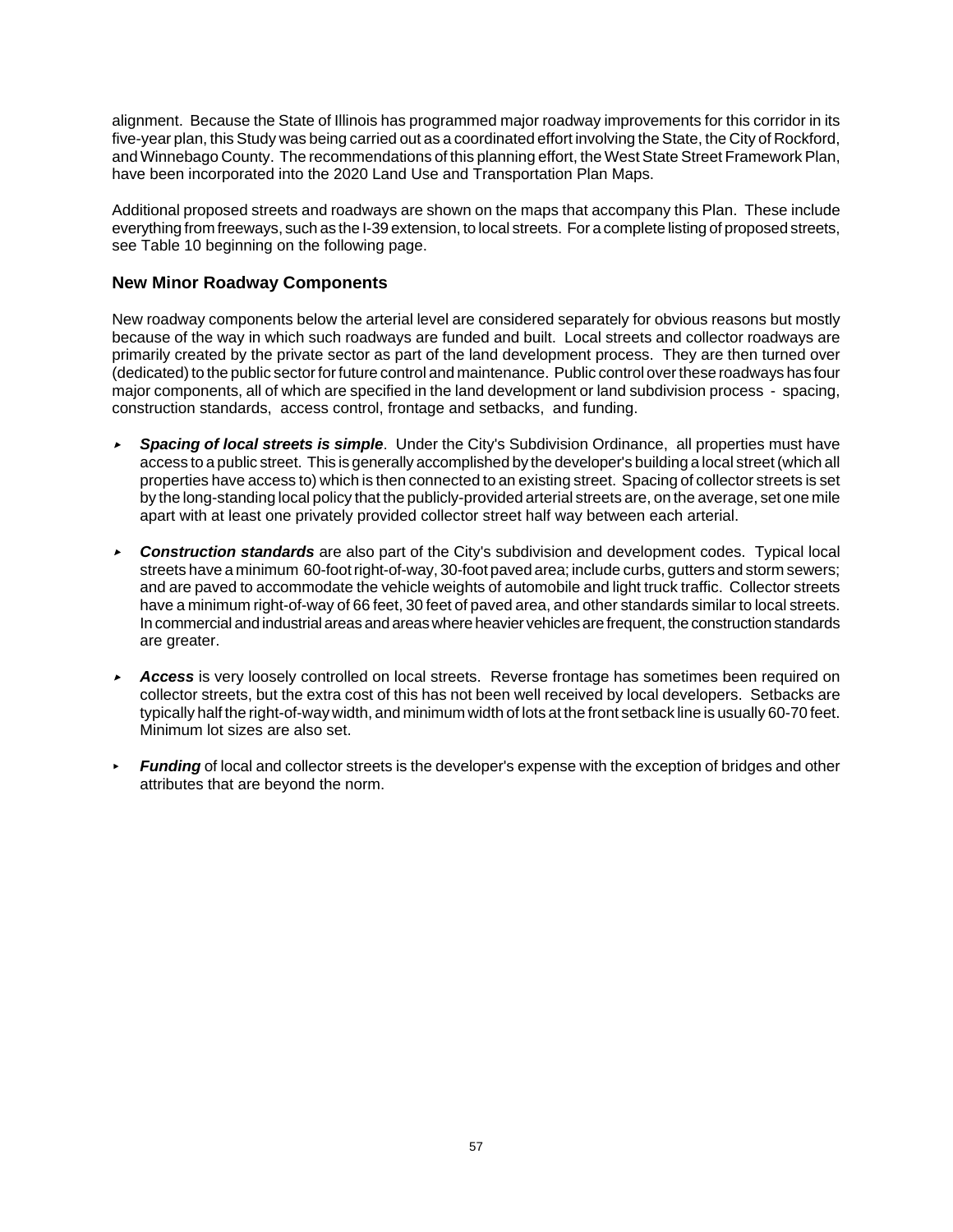alignment. Because the State of Illinois has programmed major roadway improvements for this corridor in its five-year plan, this Study was being carried out as a coordinated effort involving the State, the City of Rockford, and Winnebago County. The recommendations of this planning effort, the West State Street Framework Plan, have been incorporated into the 2020 Land Use and Transportation Plan Maps.

Additional proposed streets and roadways are shown on the maps that accompany this Plan. These include everything from freeways, such as the I-39 extension, to local streets. For a complete listing of proposed streets, see Table 10 beginning on the following page.

### New Minor Roadway Components

New roadway components below the arterial level are considered separately for obvious reasons but mostly because of the way in which such roadways are funded and built. Local streets and collector roadways are primarily created by the private sector as part of the land development process. They are then turned over (dedicated) to the public sector for future control and maintenance. Public control over these roadways has four major components, all of which are specified in the land development or land subdivision process - spacing, construction standards, access control, frontage and setbacks, and funding.

- ***Spacing of local streets is simple***. Under the City's Subdivision Ordinance, all properties must have access to a public street. This is generally accomplished by the developer's building a local street (which all properties have access to) which is then connected to an existing street. Spacing of collector streets is set by the long-standing local policy that the publicly-provided arterial streets are, on the average, set one mile apart with at least one privately provided collector street half way between each arterial.

- ***Construction standards*** are also part of the City's subdivision and development codes. Typical local streets have a minimum 60-foot right-of-way, 30-foot paved area; include curbs, gutters and storm sewers; and are paved to accommodate the vehicle weights of automobile and light truck traffic. Collector streets have a minimum right-of-way of 66 feet, 30 feet of paved area, and other standards similar to local streets. In commercial and industrial areas and areas where heavier vehicles are frequent, the construction standards are greater.

- ***Access*** is very loosely controlled on local streets. Reverse frontage has sometimes been required on collector streets, but the extra cost of this has not been well received by local developers. Setbacks are typically half the right-of-way width, and minimum width of lots at the front setback line is usually 60-70 feet. Minimum lot sizes are also set.

- ***Funding*** of local and collector streets is the developer's expense with the exception of bridges and other attributes that are beyond the norm.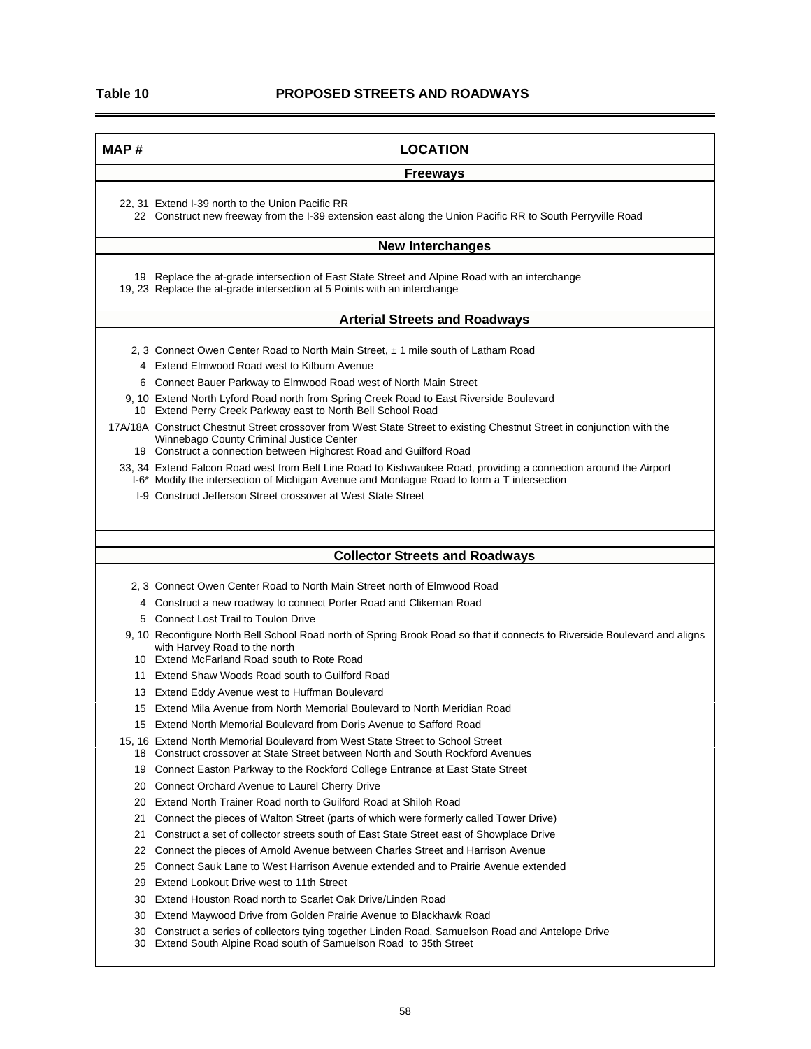**Table 10 PROPOSED STREETS AND ROADWAYS**

| MAP # | LOCATION |
|---|---|
| | **Freeways** |
| 22, 31 | Extend I-39 north to the Union Pacific RR |
| 22 | Construct new freeway from the I-39 extension east along the Union Pacific RR to South Perryville Road |
| | **New Interchanges** |
| 19 | Replace the at-grade intersection of East State Street and Alpine Road with an interchange |
| 19, 23 | Replace the at-grade intersection at 5 Points with an interchange |
| | **Arterial Streets and Roadways** |
| 2, 3 | Connect Owen Center Road to North Main Street, ± 1 mile south of Latham Road |
| 4 | Extend Elmwood Road west to Kilburn Avenue |
| 6 | Connect Bauer Parkway to Elmwood Road west of North Main Street |
| 9, 10 | Extend North Lyford Road north from Spring Creek Road to East Riverside Boulevard |
| 10 | Extend Perry Creek Parkway east to North Bell School Road |
| 17A/18A | Construct Chestnut Street crossover from West State Street to existing Chestnut Street in conjunction with the Winnebago County Criminal Justice Center |
| 19 | Construct a connection between Highcrest Road and Guilford Road |
| 33, 34 | Extend Falcon Road west from Belt Line Road to Kishwaukee Road, providing a connection around the Airport |
| I-6* | Modify the intersection of Michigan Avenue and Montague Road to form a T intersection |
| I-9 | Construct Jefferson Street crossover at West State Street |
| | **Collector Streets and Roadways** |
| 2, 3 | Connect Owen Center Road to North Main Street north of Elmwood Road |
| 4 | Construct a new roadway to connect Porter Road and Clikeman Road |
| 5 | Connect Lost Trail to Toulon Drive |
| 9, 10 | Reconfigure North Bell School Road north of Spring Brook Road so that it connects to Riverside Boulevard and aligns with Harvey Road to the north |
| 10 | Extend McFarland Road south to Rote Road |
| 11 | Extend Shaw Woods Road south to Guilford Road |
| 13 | Extend Eddy Avenue west to Huffman Boulevard |
| 15 | Extend Mila Avenue from North Memorial Boulevard to North Meridian Road |
| 15 | Extend North Memorial Boulevard from Doris Avenue to Safford Road |
| 15, 16 | Extend North Memorial Boulevard from West State Street to School Street |
| 18 | Construct crossover at State Street between North and South Rockford Avenues |
| 19 | Connect Easton Parkway to the Rockford College Entrance at East State Street |
| 20 | Connect Orchard Avenue to Laurel Cherry Drive |
| 20 | Extend North Trainer Road north to Guilford Road at Shiloh Road |
| 21 | Connect the pieces of Walton Street (parts of which were formerly called Tower Drive) |
| 21 | Construct a set of collector streets south of East State Street east of Showplace Drive |
| 22 | Connect the pieces of Arnold Avenue between Charles Street and Harrison Avenue |
| 25 | Connect Sauk Lane to West Harrison Avenue extended and to Prairie Avenue extended |
| 29 | Extend Lookout Drive west to 11th Street |
| 30 | Extend Houston Road north to Scarlet Oak Drive/Linden Road |
| 30 | Extend Maywood Drive from Golden Prairie Avenue to Blackhawk Road |
| 30 | Construct a series of collectors tying together Linden Road, Samuelson Road and Antelope Drive |
| 30 | Extend South Alpine Road south of Samuelson Road to 35th Street |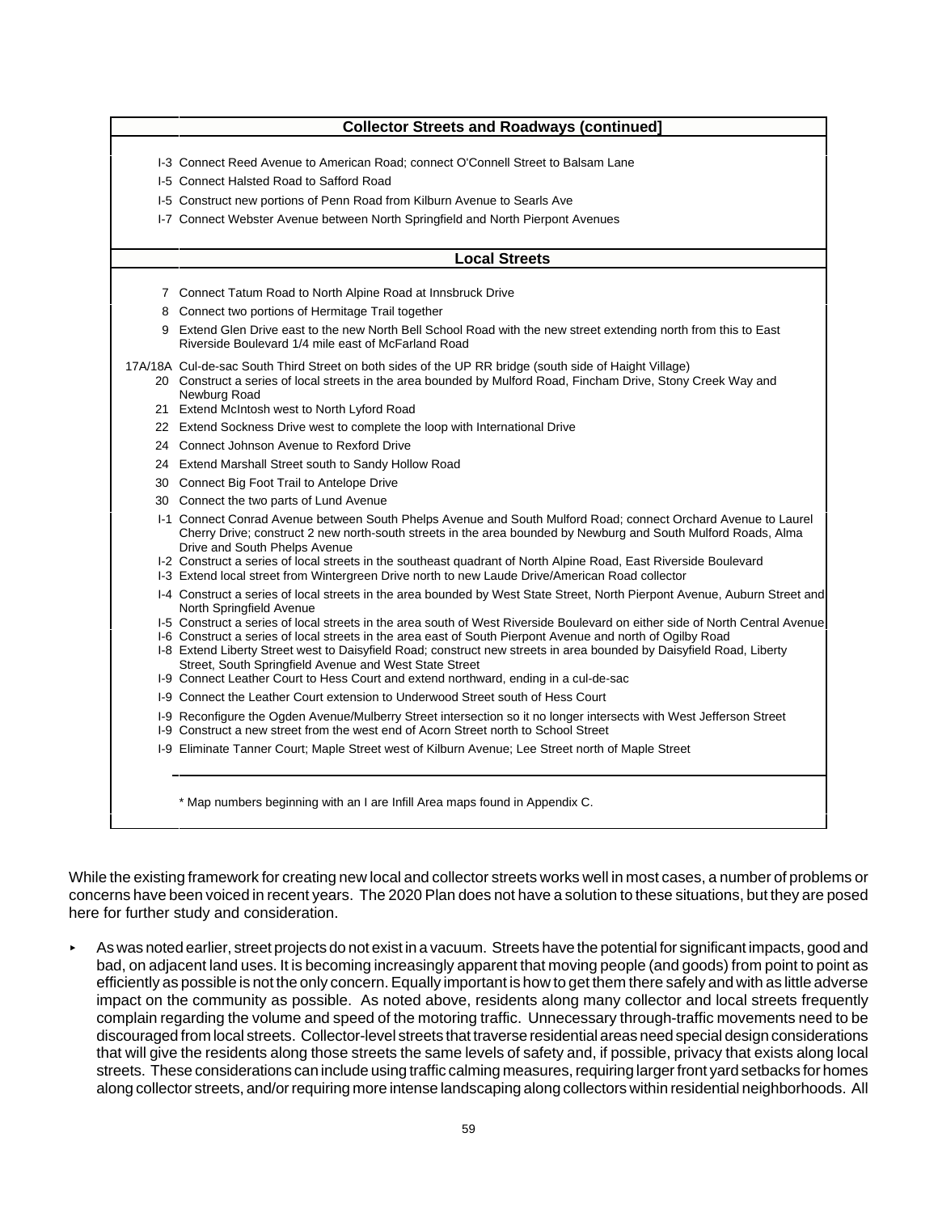| | Collector Streets and Roadways (continued] |
|---|---|
| I-3 | Connect Reed Avenue to American Road; connect O'Connell Street to Balsam Lane |
| I-5 | Connect Halsted Road to Safford Road |
| I-5 | Construct new portions of Penn Road from Kilburn Avenue to Searls Ave |
| I-7 | Connect Webster Avenue between North Springfield and North Pierpont Avenues |
| | **Local Streets** |
| 7 | Connect Tatum Road to North Alpine Road at Innsbruck Drive |
| 8 | Connect two portions of Hermitage Trail together |
| 9 | Extend Glen Drive east to the new North Bell School Road with the new street extending north from this to East Riverside Boulevard 1/4 mile east of McFarland Road |
| 17A/18A | Cul-de-sac South Third Street on both sides of the UP RR bridge (south side of Haight Village) |
| 20 | Construct a series of local streets in the area bounded by Mulford Road, Fincham Drive, Stony Creek Way and Newburg Road |
| 21 | Extend McIntosh west to North Lyford Road |
| 22 | Extend Sockness Drive west to complete the loop with International Drive |
| 24 | Connect Johnson Avenue to Rexford Drive |
| 24 | Extend Marshall Street south to Sandy Hollow Road |
| 30 | Connect Big Foot Trail to Antelope Drive |
| 30 | Connect the two parts of Lund Avenue |
| I-1 | Connect Conrad Avenue between South Phelps Avenue and South Mulford Road; connect Orchard Avenue to Laurel Cherry Drive; construct 2 new north-south streets in the area bounded by Newburg and South Mulford Roads, Alma Drive and South Phelps Avenue |
| I-2 | Construct a series of local streets in the southeast quadrant of North Alpine Road, East Riverside Boulevard |
| I-3 | Extend local street from Wintergreen Drive north to new Laude Drive/American Road collector |
| I-4 | Construct a series of local streets in the area bounded by West State Street, North Pierpont Avenue, Auburn Street and North Springfield Avenue |
| I-5 | Construct a series of local streets in the area south of West Riverside Boulevard on either side of North Central Avenue |
| I-6 | Construct a series of local streets in the area east of South Pierpont Avenue and north of Ogilby Road |
| I-8 | Extend Liberty Street west to Daisyfield Road; construct new streets in area bounded by Daisyfield Road, Liberty Street, South Springfield Avenue and West State Street |
| I-9 | Connect Leather Court to Hess Court and extend northward, ending in a cul-de-sac |
| I-9 | Connect the Leather Court extension to Underwood Street south of Hess Court |
| I-9 | Reconfigure the Ogden Avenue/Mulberry Street intersection so it no longer intersects with West Jefferson Street |
| I-9 | Construct a new street from the west end of Acorn Street north to School Street |
| I-9 | Eliminate Tanner Court; Maple Street west of Kilburn Avenue; Lee Street north of Maple Street |

\* Map numbers beginning with an I are Infill Area maps found in Appendix C.

While the existing framework for creating new local and collector streets works well in most cases, a number of problems or concerns have been voiced in recent years. The 2020 Plan does not have a solution to these situations, but they are posed here for further study and consideration.

- As was noted earlier, street projects do not exist in a vacuum. Streets have the potential for significant impacts, good and bad, on adjacent land uses. It is becoming increasingly apparent that moving people (and goods) from point to point as efficiently as possible is not the only concern. Equally important is how to get them there safely and with as little adverse impact on the community as possible. As noted above, residents along many collector and local streets frequently complain regarding the volume and speed of the motoring traffic. Unnecessary through-traffic movements need to be discouraged from local streets. Collector-level streets that traverse residential areas need special design considerations that will give the residents along those streets the same levels of safety and, if possible, privacy that exists along local streets. These considerations can include using traffic calming measures, requiring larger front yard setbacks for homes along collector streets, and/or requiring more intense landscaping along collectors within residential neighborhoods. All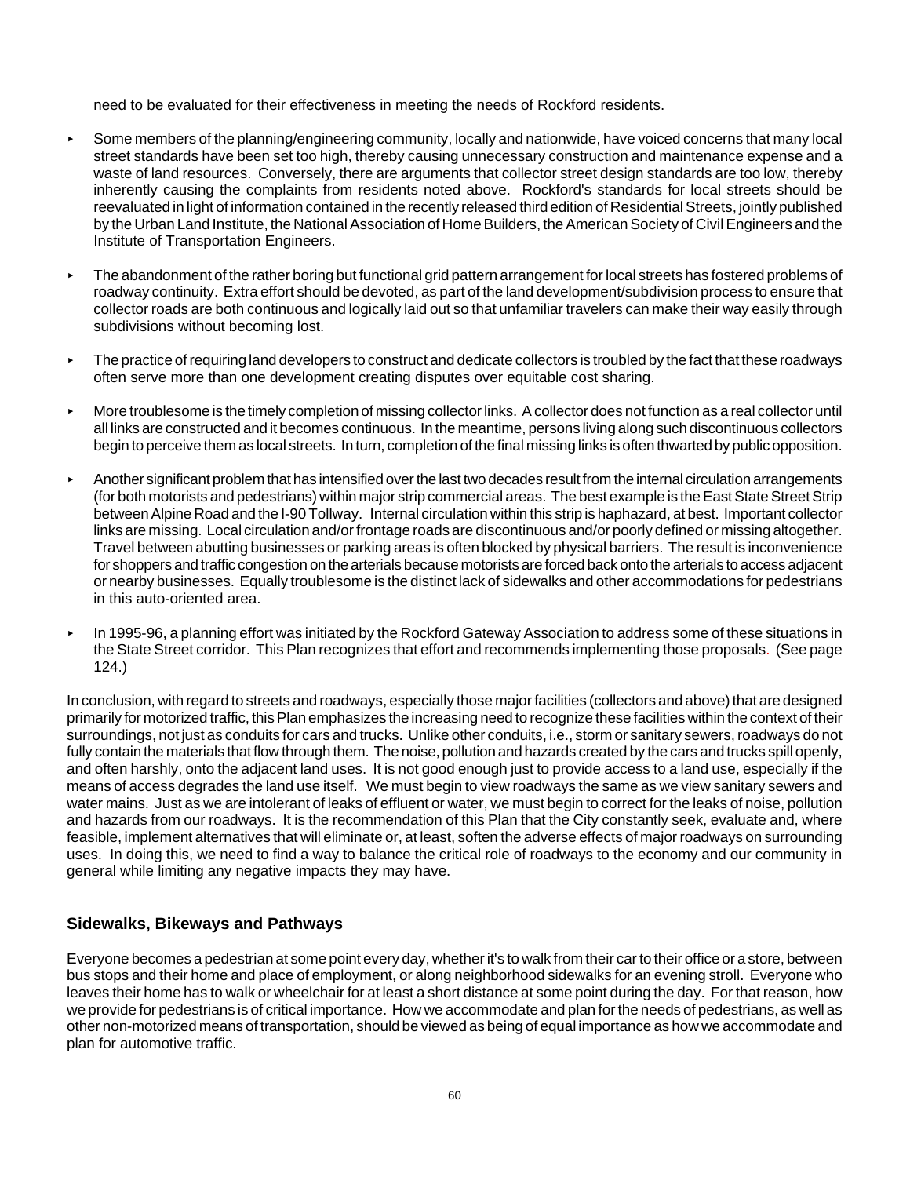need to be evaluated for their effectiveness in meeting the needs of Rockford residents.

- Some members of the planning/engineering community, locally and nationwide, have voiced concerns that many local street standards have been set too high, thereby causing unnecessary construction and maintenance expense and a waste of land resources. Conversely, there are arguments that collector street design standards are too low, thereby inherently causing the complaints from residents noted above. Rockford's standards for local streets should be reevaluated in light of information contained in the recently released third edition of Residential Streets, jointly published by the Urban Land Institute, the National Association of Home Builders, the American Society of Civil Engineers and the Institute of Transportation Engineers.

- The abandonment of the rather boring but functional grid pattern arrangement for local streets has fostered problems of roadway continuity. Extra effort should be devoted, as part of the land development/subdivision process to ensure that collector roads are both continuous and logically laid out so that unfamiliar travelers can make their way easily through subdivisions without becoming lost.

- The practice of requiring land developers to construct and dedicate collectors is troubled by the fact that these roadways often serve more than one development creating disputes over equitable cost sharing.

- More troublesome is the timely completion of missing collector links. A collector does not function as a real collector until all links are constructed and it becomes continuous. In the meantime, persons living along such discontinuous collectors begin to perceive them as local streets. In turn, completion of the final missing links is often thwarted by public opposition.

- Another significant problem that has intensified over the last two decades result from the internal circulation arrangements (for both motorists and pedestrians) within major strip commercial areas. The best example is the East State Street Strip between Alpine Road and the I-90 Tollway. Internal circulation within this strip is haphazard, at best. Important collector links are missing. Local circulation and/or frontage roads are discontinuous and/or poorly defined or missing altogether. Travel between abutting businesses or parking areas is often blocked by physical barriers. The result is inconvenience for shoppers and traffic congestion on the arterials because motorists are forced back onto the arterials to access adjacent or nearby businesses. Equally troublesome is the distinct lack of sidewalks and other accommodations for pedestrians in this auto-oriented area.

- In 1995-96, a planning effort was initiated by the Rockford Gateway Association to address some of these situations in the State Street corridor. This Plan recognizes that effort and recommends implementing those proposals. (See page 124.)

In conclusion, with regard to streets and roadways, especially those major facilities (collectors and above) that are designed primarily for motorized traffic, this Plan emphasizes the increasing need to recognize these facilities within the context of their surroundings, not just as conduits for cars and trucks. Unlike other conduits, i.e., storm or sanitary sewers, roadways do not fully contain the materials that flow through them. The noise, pollution and hazards created by the cars and trucks spill openly, and often harshly, onto the adjacent land uses. It is not good enough just to provide access to a land use, especially if the means of access degrades the land use itself. We must begin to view roadways the same as we view sanitary sewers and water mains. Just as we are intolerant of leaks of effluent or water, we must begin to correct for the leaks of noise, pollution and hazards from our roadways. It is the recommendation of this Plan that the City constantly seek, evaluate and, where feasible, implement alternatives that will eliminate or, at least, soften the adverse effects of major roadways on surrounding uses. In doing this, we need to find a way to balance the critical role of roadways to the economy and our community in general while limiting any negative impacts they may have.

### Sidewalks, Bikeways and Pathways

Everyone becomes a pedestrian at some point every day, whether it's to walk from their car to their office or a store, between bus stops and their home and place of employment, or along neighborhood sidewalks for an evening stroll. Everyone who leaves their home has to walk or wheelchair for at least a short distance at some point during the day. For that reason, how we provide for pedestrians is of critical importance. How we accommodate and plan for the needs of pedestrians, as well as other non-motorized means of transportation, should be viewed as being of equal importance as how we accommodate and plan for automotive traffic.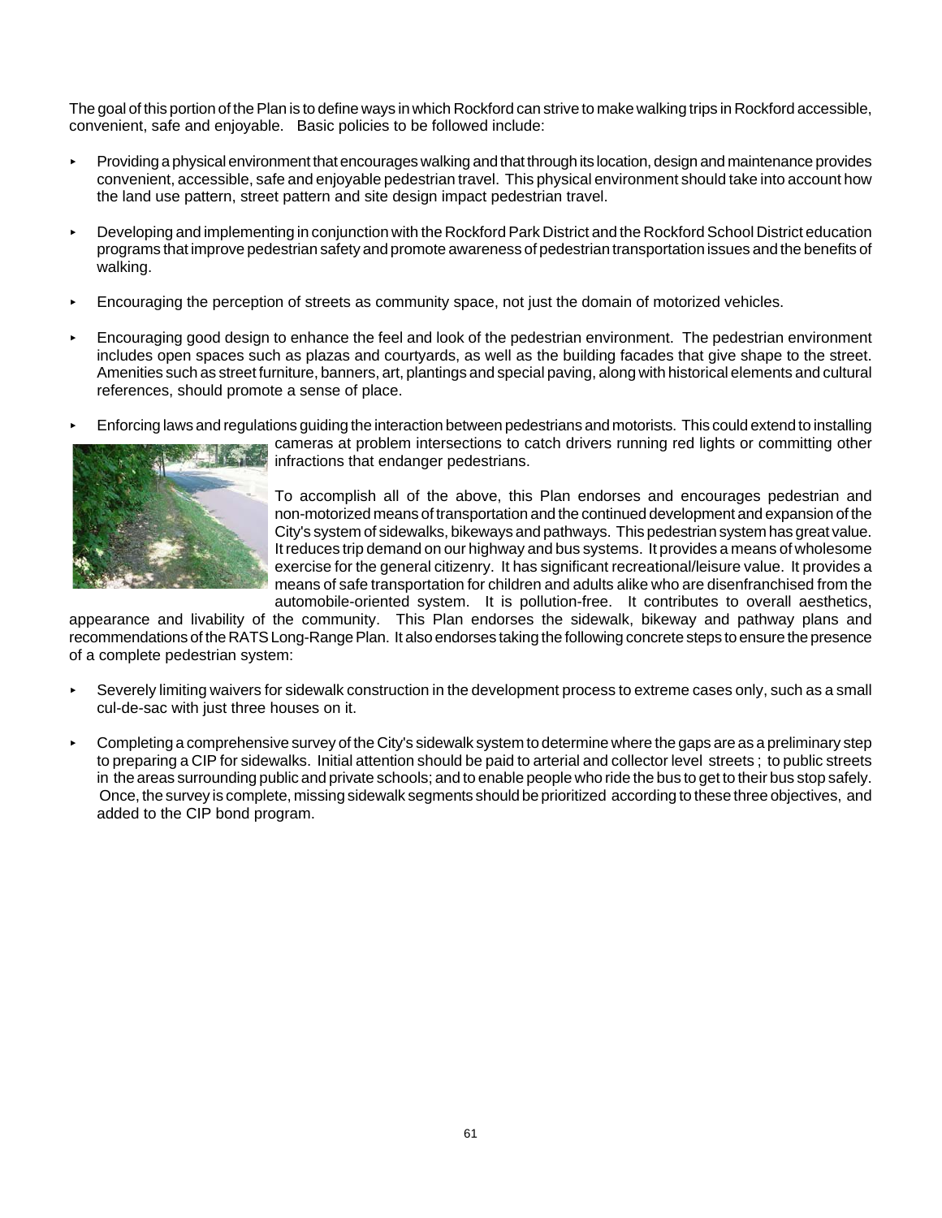The goal of this portion of the Plan is to define ways in which Rockford can strive to make walking trips in Rockford accessible, convenient, safe and enjoyable. Basic policies to be followed include:

- Providing a physical environment that encourages walking and that through its location, design and maintenance provides convenient, accessible, safe and enjoyable pedestrian travel. This physical environment should take into account how the land use pattern, street pattern and site design impact pedestrian travel.

- Developing and implementing in conjunction with the Rockford Park District and the Rockford School District education programs that improve pedestrian safety and promote awareness of pedestrian transportation issues and the benefits of walking.

- Encouraging the perception of streets as community space, not just the domain of motorized vehicles.

- Encouraging good design to enhance the feel and look of the pedestrian environment. The pedestrian environment includes open spaces such as plazas and courtyards, as well as the building facades that give shape to the street. Amenities such as street furniture, banners, art, plantings and special paving, along with historical elements and cultural references, should promote a sense of place.

- Enforcing laws and regulations guiding the interaction between pedestrians and motorists. This could extend to installing cameras at problem intersections to catch drivers running red lights or committing other infractions that endanger pedestrians.

To accomplish all of the above, this Plan endorses and encourages pedestrian and non-motorized means of transportation and the continued development and expansion of the City's system of sidewalks, bikeways and pathways. This pedestrian system has great value. It reduces trip demand on our highway and bus systems. It provides a means of wholesome exercise for the general citizenry. It has significant recreational/leisure value. It provides a means of safe transportation for children and adults alike who are disenfranchised from the automobile-oriented system. It is pollution-free. It contributes to overall aesthetics, appearance and livability of the community. This Plan endorses the sidewalk, bikeway and pathway plans and recommendations of the RATS Long-Range Plan. It also endorses taking the following concrete steps to ensure the presence of a complete pedestrian system:

- Severely limiting waivers for sidewalk construction in the development process to extreme cases only, such as a small cul-de-sac with just three houses on it.

- Completing a comprehensive survey of the City's sidewalk system to determine where the gaps are as a preliminary step to preparing a CIP for sidewalks. Initial attention should be paid to arterial and collector level streets ; to public streets in the areas surrounding public and private schools; and to enable people who ride the bus to get to their bus stop safely. Once, the survey is complete, missing sidewalk segments should be prioritized according to these three objectives, and added to the CIP bond program.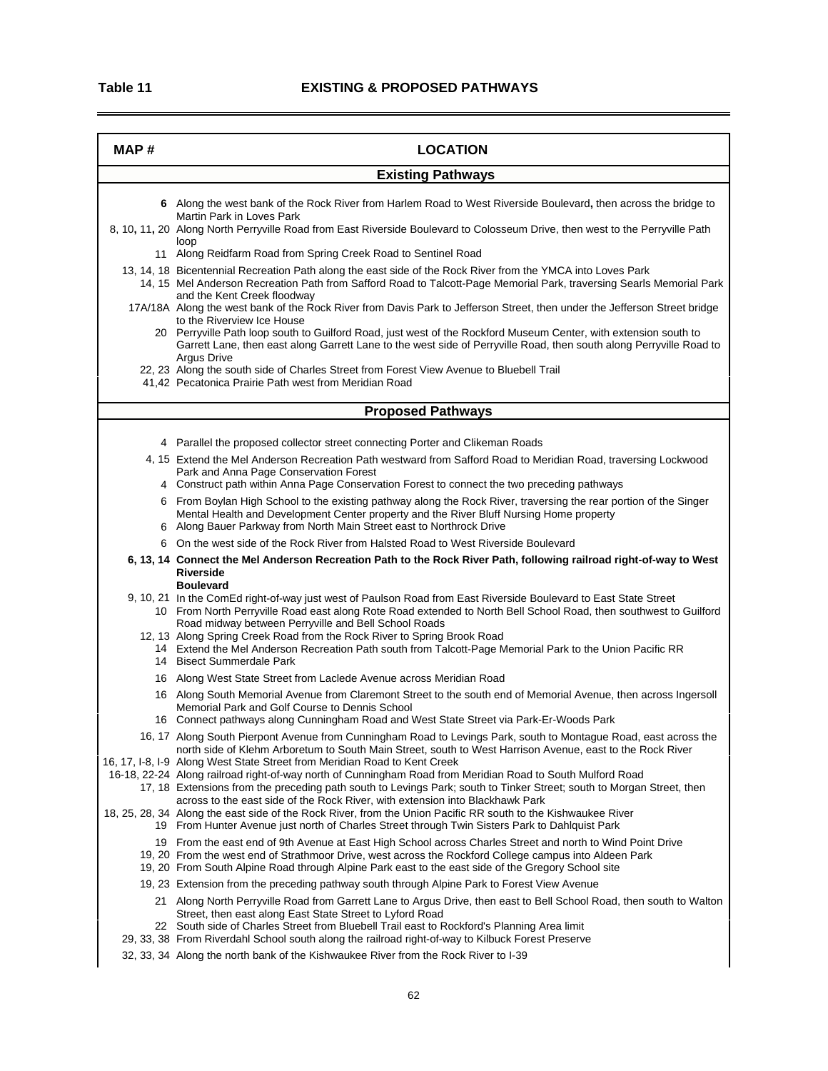**Table 11** **EXISTING & PROPOSED PATHWAYS**

| MAP # | LOCATION |
|---|---|
| | **Existing Pathways** |
| **6** | Along the west bank of the Rock River from Harlem Road to West Riverside Boulevard**,** then across the bridge to Martin Park in Loves Park |
| 8, 10**,** 11**,** 20 | Along North Perryville Road from East Riverside Boulevard to Colosseum Drive, then west to the Perryville Path loop |
| 11 | Along Reidfarm Road from Spring Creek Road to Sentinel Road |
| 13, 14, 18 | Bicentennial Recreation Path along the east side of the Rock River from the YMCA into Loves Park |
| 14, 15 | Mel Anderson Recreation Path from Safford Road to Talcott-Page Memorial Park, traversing Searls Memorial Park and the Kent Creek floodway |
| 17A/18A | Along the west bank of the Rock River from Davis Park to Jefferson Street, then under the Jefferson Street bridge to the Riverview Ice House |
| 20 | Perryville Path loop south to Guilford Road, just west of the Rockford Museum Center, with extension south to Garrett Lane, then east along Garrett Lane to the west side of Perryville Road, then south along Perryville Road to Argus Drive |
| 22, 23 | Along the south side of Charles Street from Forest View Avenue to Bluebell Trail |
| 41,42 | Pecatonica Prairie Path west from Meridian Road |
| | **Proposed Pathways** |
| 4 | Parallel the proposed collector street connecting Porter and Clikeman Roads |
| 4, 15 | Extend the Mel Anderson Recreation Path westward from Safford Road to Meridian Road, traversing Lockwood Park and Anna Page Conservation Forest |
| 4 | Construct path within Anna Page Conservation Forest to connect the two preceding pathways |
| 6 | From Boylan High School to the existing pathway along the Rock River, traversing the rear portion of the Singer Mental Health and Development Center property and the River Bluff Nursing Home property |
| 6 | Along Bauer Parkway from North Main Street east to Northrock Drive |
| 6 | On the west side of the Rock River from Halsted Road to West Riverside Boulevard |
| **6, 13, 14** | **Connect the Mel Anderson Recreation Path to the Rock River Path, following railroad right-of-way to West Riverside Boulevard** |
| 9, 10, 21 | In the ComEd right-of-way just west of Paulson Road from East Riverside Boulevard to East State Street |
| 10 | From North Perryville Road east along Rote Road extended to North Bell School Road, then southwest to Guilford Road midway between Perryville and Bell School Roads |
| 12, 13 | Along Spring Creek Road from the Rock River to Spring Brook Road |
| 14 | Extend the Mel Anderson Recreation Path south from Talcott-Page Memorial Park to the Union Pacific RR |
| 14 | Bisect Summerdale Park |
| 16 | Along West State Street from Laclede Avenue across Meridian Road |
| 16 | Along South Memorial Avenue from Claremont Street to the south end of Memorial Avenue, then across Ingersoll Memorial Park and Golf Course to Dennis School |
| 16 | Connect pathways along Cunningham Road and West State Street via Park-Er-Woods Park |
| 16, 17 | Along South Pierpont Avenue from Cunningham Road to Levings Park, south to Montague Road, east across the north side of Klehm Arboretum to South Main Street, south to West Harrison Avenue, east to the Rock River |
| 16, 17, I-8, I-9 | Along West State Street from Meridian Road to Kent Creek |
| 16-18, 22-24 | Along railroad right-of-way north of Cunningham Road from Meridian Road to South Mulford Road |
| 17, 18 | Extensions from the preceding path south to Levings Park; south to Tinker Street; south to Morgan Street, then across to the east side of the Rock River, with extension into Blackhawk Park |
| 18, 25, 28, 34 | Along the east side of the Rock River, from the Union Pacific RR south to the Kishwaukee River |
| 19 | From Hunter Avenue just north of Charles Street through Twin Sisters Park to Dahlquist Park |
| 19 | From the east end of 9th Avenue at East High School across Charles Street and north to Wind Point Drive |
| 19, 20 | From the west end of Strathmoor Drive, west across the Rockford College campus into Aldeen Park |
| 19, 20 | From South Alpine Road through Alpine Park east to the east side of the Gregory School site |
| 19, 23 | Extension from the preceding pathway south through Alpine Park to Forest View Avenue |
| 21 | Along North Perryville Road from Garrett Lane to Argus Drive, then east to Bell School Road, then south to Walton Street, then east along East State Street to Lyford Road |
| 22 | South side of Charles Street from Bluebell Trail east to Rockford's Planning Area limit |
| 29, 33, 38 | From Riverdahl School south along the railroad right-of-way to Kilbuck Forest Preserve |
| 32, 33, 34 | Along the north bank of the Kishwaukee River from the Rock River to I-39 |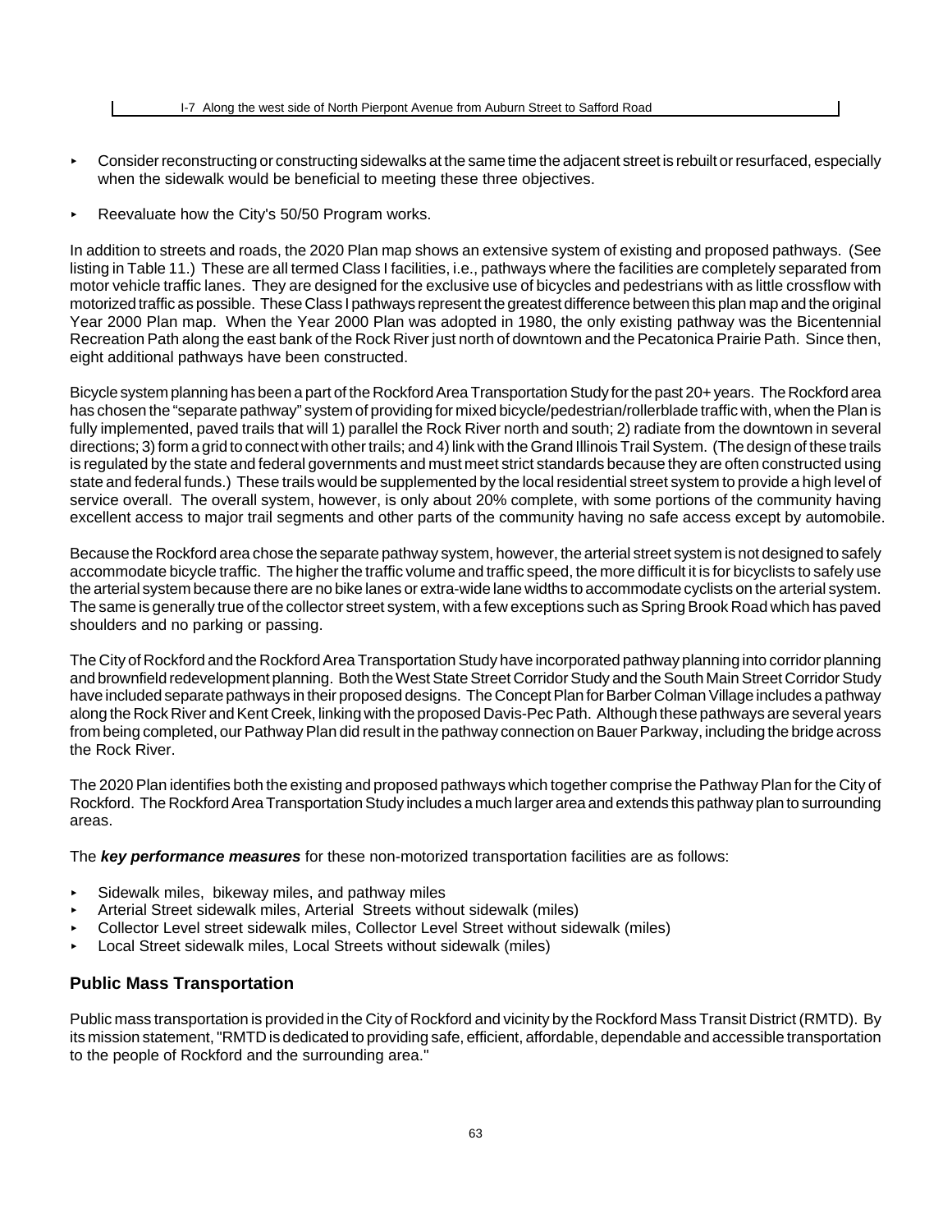| I-7 Along the west side of North Pierpont Avenue from Auburn Street to Safford Road |
|---|

- Consider reconstructing or constructing sidewalks at the same time the adjacent street is rebuilt or resurfaced, especially when the sidewalk would be beneficial to meeting these three objectives.

- Reevaluate how the City's 50/50 Program works.

In addition to streets and roads, the 2020 Plan map shows an extensive system of existing and proposed pathways. (See listing in Table 11.) These are all termed Class I facilities, i.e., pathways where the facilities are completely separated from motor vehicle traffic lanes. They are designed for the exclusive use of bicycles and pedestrians with as little crossflow with motorized traffic as possible. These Class I pathways represent the greatest difference between this plan map and the original Year 2000 Plan map. When the Year 2000 Plan was adopted in 1980, the only existing pathway was the Bicentennial Recreation Path along the east bank of the Rock River just north of downtown and the Pecatonica Prairie Path. Since then, eight additional pathways have been constructed.

Bicycle system planning has been a part of the Rockford Area Transportation Study for the past 20+ years. The Rockford area has chosen the "separate pathway" system of providing for mixed bicycle/pedestrian/rollerblade traffic with, when the Plan is fully implemented, paved trails that will 1) parallel the Rock River north and south; 2) radiate from the downtown in several directions; 3) form a grid to connect with other trails; and 4) link with the Grand Illinois Trail System. (The design of these trails is regulated by the state and federal governments and must meet strict standards because they are often constructed using state and federal funds.) These trails would be supplemented by the local residential street system to provide a high level of service overall. The overall system, however, is only about 20% complete, with some portions of the community having excellent access to major trail segments and other parts of the community having no safe access except by automobile.

Because the Rockford area chose the separate pathway system, however, the arterial street system is not designed to safely accommodate bicycle traffic. The higher the traffic volume and traffic speed, the more difficult it is for bicyclists to safely use the arterial system because there are no bike lanes or extra-wide lane widths to accommodate cyclists on the arterial system. The same is generally true of the collector street system, with a few exceptions such as Spring Brook Road which has paved shoulders and no parking or passing.

The City of Rockford and the Rockford Area Transportation Study have incorporated pathway planning into corridor planning and brownfield redevelopment planning. Both the West State Street Corridor Study and the South Main Street Corridor Study have included separate pathways in their proposed designs. The Concept Plan for Barber Colman Village includes a pathway along the Rock River and Kent Creek, linking with the proposed Davis-Pec Path. Although these pathways are several years from being completed, our Pathway Plan did result in the pathway connection on Bauer Parkway, including the bridge across the Rock River.

The 2020 Plan identifies both the existing and proposed pathways which together comprise the Pathway Plan for the City of Rockford. The Rockford Area Transportation Study includes a much larger area and extends this pathway plan to surrounding areas.

The ***key performance measures*** for these non-motorized transportation facilities are as follows:

- Sidewalk miles, bikeway miles, and pathway miles
- Arterial Street sidewalk miles, Arterial Streets without sidewalk (miles)
- Collector Level street sidewalk miles, Collector Level Street without sidewalk (miles)
- Local Street sidewalk miles, Local Streets without sidewalk (miles)

## Public Mass Transportation

Public mass transportation is provided in the City of Rockford and vicinity by the Rockford Mass Transit District (RMTD). By its mission statement, "RMTD is dedicated to providing safe, efficient, affordable, dependable and accessible transportation to the people of Rockford and the surrounding area."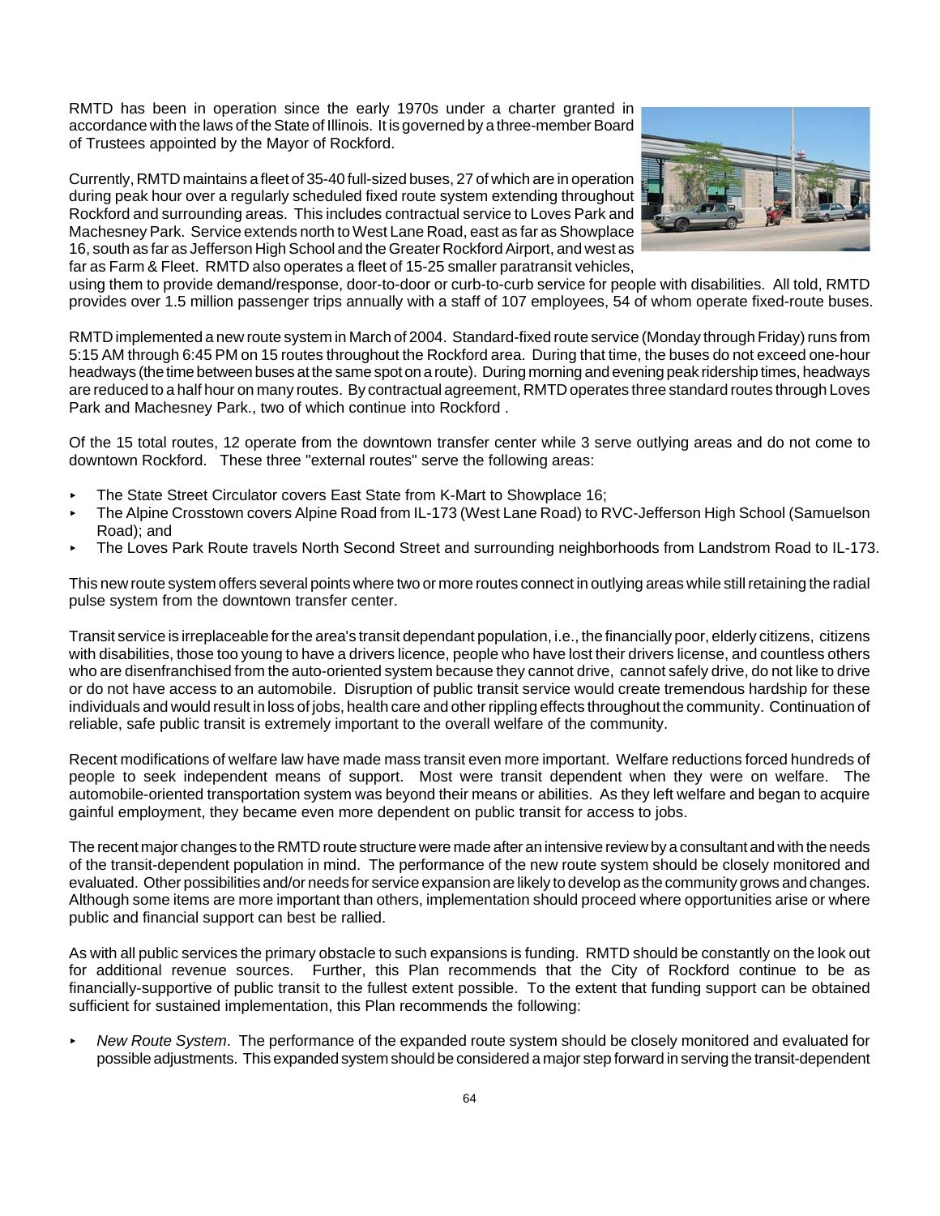RMTD has been in operation since the early 1970s under a charter granted in accordance with the laws of the State of Illinois. It is governed by a three-member Board of Trustees appointed by the Mayor of Rockford.

Currently, RMTD maintains a fleet of 35-40 full-sized buses, 27 of which are in operation during peak hour over a regularly scheduled fixed route system extending throughout Rockford and surrounding areas. This includes contractual service to Loves Park and Machesney Park. Service extends north to West Lane Road, east as far as Showplace 16, south as far as Jefferson High School and the Greater Rockford Airport, and west as far as Farm & Fleet. RMTD also operates a fleet of 15-25 smaller paratransit vehicles, using them to provide demand/response, door-to-door or curb-to-curb service for people with disabilities. All told, RMTD provides over 1.5 million passenger trips annually with a staff of 107 employees, 54 of whom operate fixed-route buses.

RMTD implemented a new route system in March of 2004. Standard-fixed route service (Monday through Friday) runs from 5:15 AM through 6:45 PM on 15 routes throughout the Rockford area. During that time, the buses do not exceed one-hour headways (the time between buses at the same spot on a route). During morning and evening peak ridership times, headways are reduced to a half hour on many routes. By contractual agreement, RMTD operates three standard routes through Loves Park and Machesney Park., two of which continue into Rockford .

Of the 15 total routes, 12 operate from the downtown transfer center while 3 serve outlying areas and do not come to downtown Rockford. These three "external routes" serve the following areas:

- The State Street Circulator covers East State from K-Mart to Showplace 16;
- The Alpine Crosstown covers Alpine Road from IL-173 (West Lane Road) to RVC-Jefferson High School (Samuelson Road); and
- The Loves Park Route travels North Second Street and surrounding neighborhoods from Landstrom Road to IL-173.

This new route system offers several points where two or more routes connect in outlying areas while still retaining the radial pulse system from the downtown transfer center.

Transit service is irreplaceable for the area's transit dependant population, i.e., the financially poor, elderly citizens, citizens with disabilities, those too young to have a drivers licence, people who have lost their drivers license, and countless others who are disenfranchised from the auto-oriented system because they cannot drive, cannot safely drive, do not like to drive or do not have access to an automobile. Disruption of public transit service would create tremendous hardship for these individuals and would result in loss of jobs, health care and other rippling effects throughout the community. Continuation of reliable, safe public transit is extremely important to the overall welfare of the community.

Recent modifications of welfare law have made mass transit even more important. Welfare reductions forced hundreds of people to seek independent means of support. Most were transit dependent when they were on welfare. The automobile-oriented transportation system was beyond their means or abilities. As they left welfare and began to acquire gainful employment, they became even more dependent on public transit for access to jobs.

The recent major changes to the RMTD route structure were made after an intensive review by a consultant and with the needs of the transit-dependent population in mind. The performance of the new route system should be closely monitored and evaluated. Other possibilities and/or needs for service expansion are likely to develop as the community grows and changes. Although some items are more important than others, implementation should proceed where opportunities arise or where public and financial support can best be rallied.

As with all public services the primary obstacle to such expansions is funding. RMTD should be constantly on the look out for additional revenue sources. Further, this Plan recommends that the City of Rockford continue to be as financially-supportive of public transit to the fullest extent possible. To the extent that funding support can be obtained sufficient for sustained implementation, this Plan recommends the following:

- *New Route System*. The performance of the expanded route system should be closely monitored and evaluated for possible adjustments. This expanded system should be considered a major step forward in serving the transit-dependent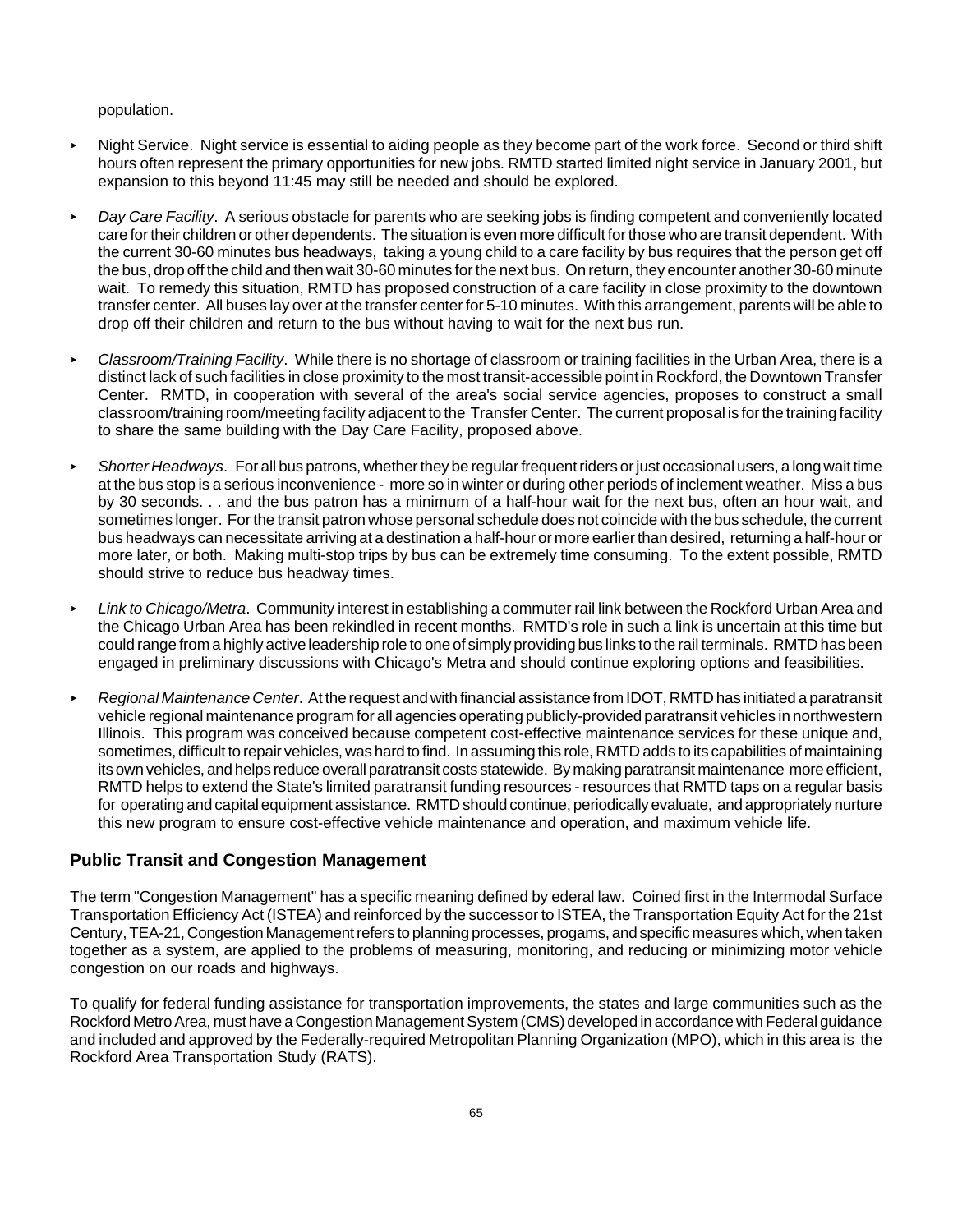population.

- Night Service. Night service is essential to aiding people as they become part of the work force. Second or third shift hours often represent the primary opportunities for new jobs. RMTD started limited night service in January 2001, but expansion to this beyond 11:45 may still be needed and should be explored.

- *Day Care Facility*. A serious obstacle for parents who are seeking jobs is finding competent and conveniently located care for their children or other dependents. The situation is even more difficult for those who are transit dependent. With the current 30-60 minutes bus headways, taking a young child to a care facility by bus requires that the person get off the bus, drop off the child and then wait 30-60 minutes for the next bus. On return, they encounter another 30-60 minute wait. To remedy this situation, RMTD has proposed construction of a care facility in close proximity to the downtown transfer center. All buses lay over at the transfer center for 5-10 minutes. With this arrangement, parents will be able to drop off their children and return to the bus without having to wait for the next bus run.

- *Classroom/Training Facility*. While there is no shortage of classroom or training facilities in the Urban Area, there is a distinct lack of such facilities in close proximity to the most transit-accessible point in Rockford, the Downtown Transfer Center. RMTD, in cooperation with several of the area's social service agencies, proposes to construct a small classroom/training room/meeting facility adjacent to the Transfer Center. The current proposal is for the training facility to share the same building with the Day Care Facility, proposed above.

- *Shorter Headways*. For all bus patrons, whether they be regular frequent riders or just occasional users, a long wait time at the bus stop is a serious inconvenience - more so in winter or during other periods of inclement weather. Miss a bus by 30 seconds. . . and the bus patron has a minimum of a half-hour wait for the next bus, often an hour wait, and sometimes longer. For the transit patron whose personal schedule does not coincide with the bus schedule, the current bus headways can necessitate arriving at a destination a half-hour or more earlier than desired, returning a half-hour or more later, or both. Making multi-stop trips by bus can be extremely time consuming. To the extent possible, RMTD should strive to reduce bus headway times.

- *Link to Chicago/Metra*. Community interest in establishing a commuter rail link between the Rockford Urban Area and the Chicago Urban Area has been rekindled in recent months. RMTD's role in such a link is uncertain at this time but could range from a highly active leadership role to one of simply providing bus links to the rail terminals. RMTD has been engaged in preliminary discussions with Chicago's Metra and should continue exploring options and feasibilities.

- *Regional Maintenance Center*. At the request and with financial assistance from IDOT, RMTD has initiated a paratransit vehicle regional maintenance program for all agencies operating publicly-provided paratransit vehicles in northwestern Illinois. This program was conceived because competent cost-effective maintenance services for these unique and, sometimes, difficult to repair vehicles, was hard to find. In assuming this role, RMTD adds to its capabilities of maintaining its own vehicles, and helps reduce overall paratransit costs statewide. By making paratransit maintenance more efficient, RMTD helps to extend the State's limited paratransit funding resources - resources that RMTD taps on a regular basis for operating and capital equipment assistance. RMTD should continue, periodically evaluate, and appropriately nurture this new program to ensure cost-effective vehicle maintenance and operation, and maximum vehicle life.

## Public Transit and Congestion Management

The term "Congestion Management" has a specific meaning defined by ederal law. Coined first in the Intermodal Surface Transportation Efficiency Act (ISTEA) and reinforced by the successor to ISTEA, the Transportation Equity Act for the 21st Century, TEA-21, Congestion Management refers to planning processes, progams, and specific measures which, when taken together as a system, are applied to the problems of measuring, monitoring, and reducing or minimizing motor vehicle congestion on our roads and highways.

To qualify for federal funding assistance for transportation improvements, the states and large communities such as the Rockford Metro Area, must have a Congestion Management System (CMS) developed in accordance with Federal guidance and included and approved by the Federally-required Metropolitan Planning Organization (MPO), which in this area is the Rockford Area Transportation Study (RATS).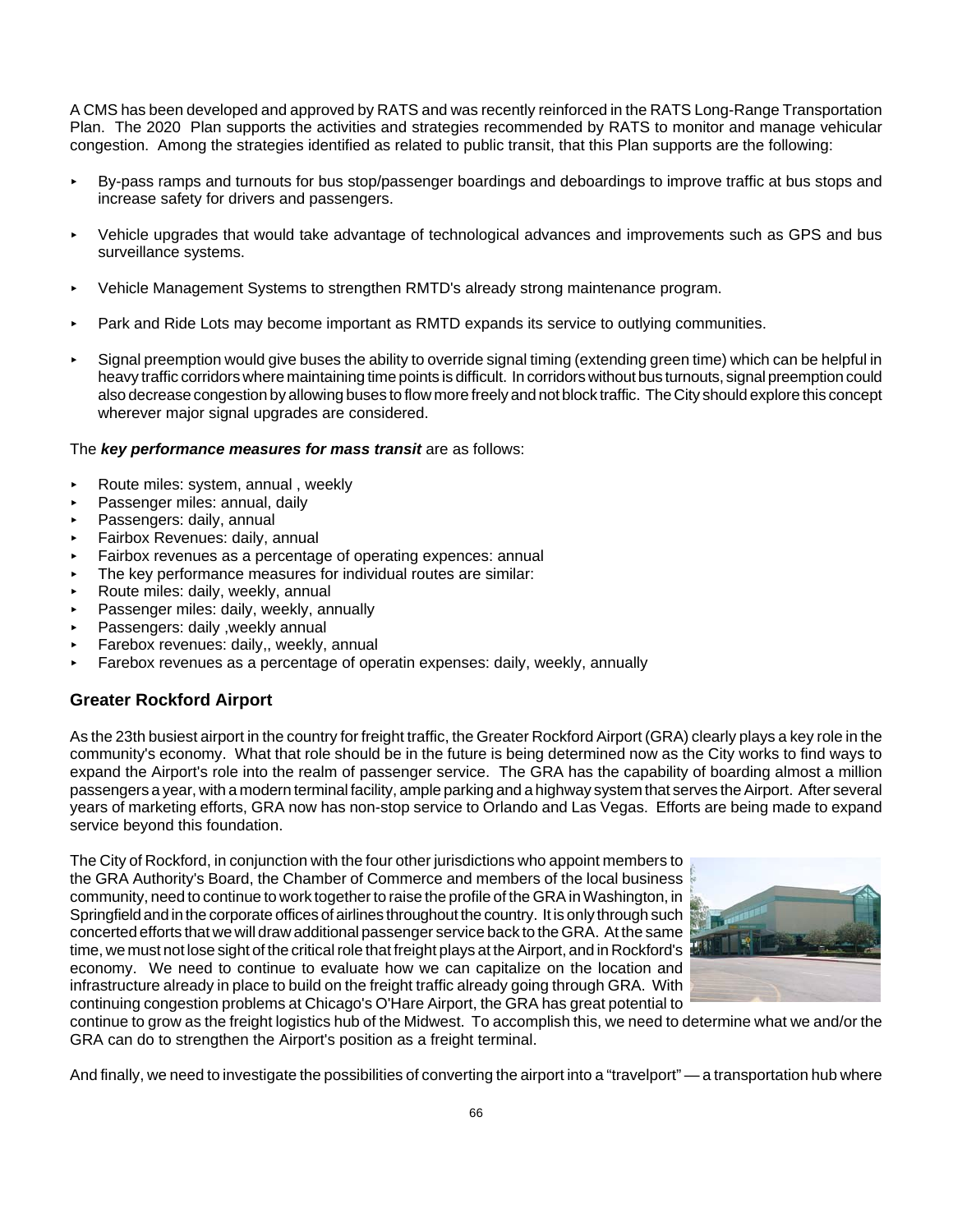A CMS has been developed and approved by RATS and was recently reinforced in the RATS Long-Range Transportation Plan. The 2020 Plan supports the activities and strategies recommended by RATS to monitor and manage vehicular congestion. Among the strategies identified as related to public transit, that this Plan supports are the following:

- By-pass ramps and turnouts for bus stop/passenger boardings and deboardings to improve traffic at bus stops and increase safety for drivers and passengers.
- Vehicle upgrades that would take advantage of technological advances and improvements such as GPS and bus surveillance systems.
- Vehicle Management Systems to strengthen RMTD's already strong maintenance program.
- Park and Ride Lots may become important as RMTD expands its service to outlying communities.
- Signal preemption would give buses the ability to override signal timing (extending green time) which can be helpful in heavy traffic corridors where maintaining time points is difficult. In corridors without bus turnouts, signal preemption could also decrease congestion by allowing buses to flow more freely and not block traffic. The City should explore this concept wherever major signal upgrades are considered.

The ***key performance measures for mass transit*** are as follows:

- Route miles: system, annual , weekly
- Passenger miles: annual, daily
- Passengers: daily, annual
- Fairbox Revenues: daily, annual
- Fairbox revenues as a percentage of operating expences: annual
- The key performance measures for individual routes are similar:
- Route miles: daily, weekly, annual
- Passenger miles: daily, weekly, annually
- Passengers: daily ,weekly annual
- Farebox revenues: daily,, weekly, annual
- Farebox revenues as a percentage of operatin expenses: daily, weekly, annually

## Greater Rockford Airport

As the 23th busiest airport in the country for freight traffic, the Greater Rockford Airport (GRA) clearly plays a key role in the community's economy. What that role should be in the future is being determined now as the City works to find ways to expand the Airport's role into the realm of passenger service. The GRA has the capability of boarding almost a million passengers a year, with a modern terminal facility, ample parking and a highway system that serves the Airport. After several years of marketing efforts, GRA now has non-stop service to Orlando and Las Vegas. Efforts are being made to expand service beyond this foundation.

The City of Rockford, in conjunction with the four other jurisdictions who appoint members to the GRA Authority's Board, the Chamber of Commerce and members of the local business community, need to continue to work together to raise the profile of the GRA in Washington, in Springfield and in the corporate offices of airlines throughout the country. It is only through such concerted efforts that we will draw additional passenger service back to the GRA. At the same time, we must not lose sight of the critical role that freight plays at the Airport, and in Rockford's economy. We need to continue to evaluate how we can capitalize on the location and infrastructure already in place to build on the freight traffic already going through GRA. With continuing congestion problems at Chicago's O'Hare Airport, the GRA has great potential to continue to grow as the freight logistics hub of the Midwest. To accomplish this, we need to determine what we and/or the GRA can do to strengthen the Airport's position as a freight terminal.

And finally, we need to investigate the possibilities of converting the airport into a "travelport" — a transportation hub where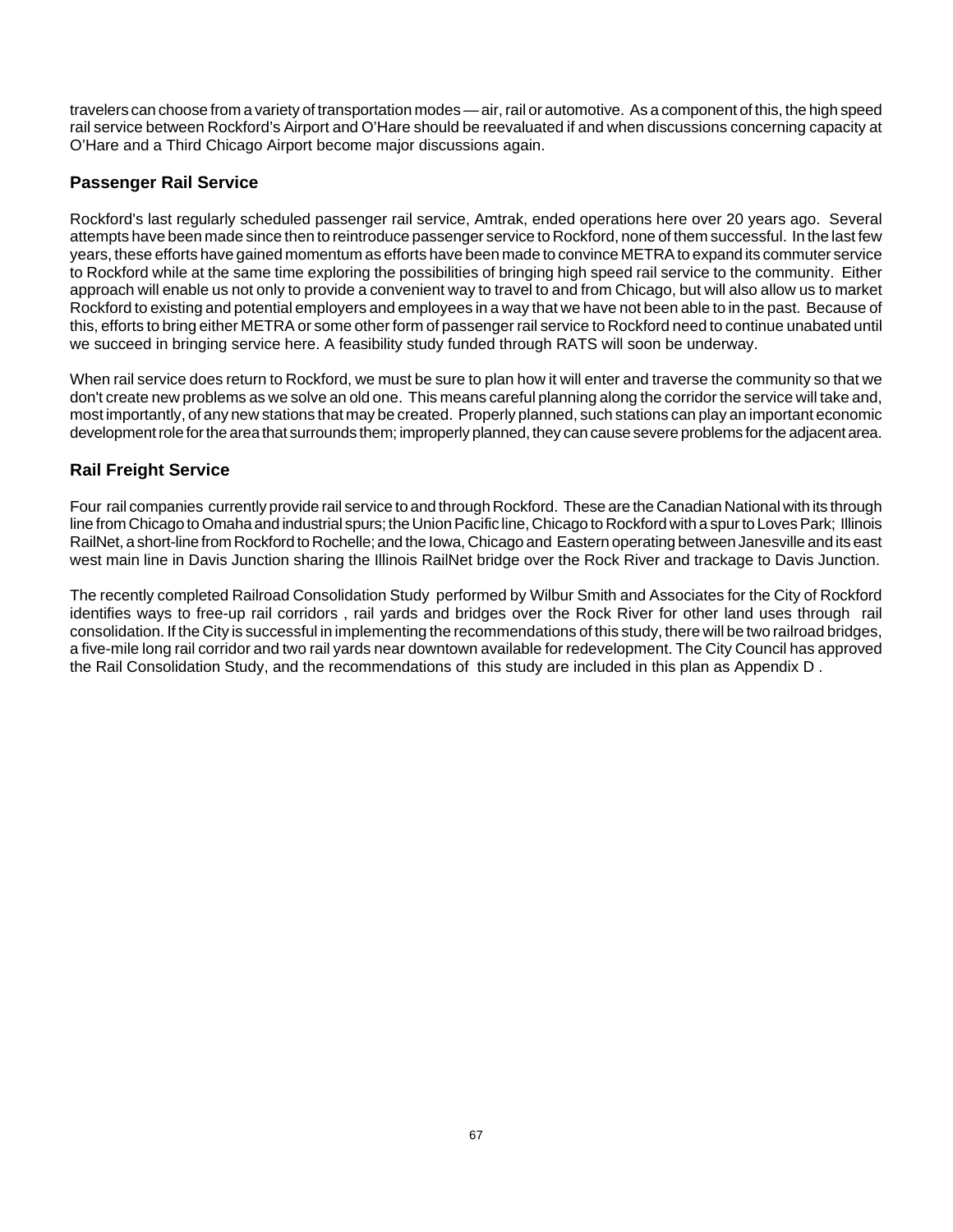travelers can choose from a variety of transportation modes — air, rail or automotive. As a component of this, the high speed rail service between Rockford's Airport and O'Hare should be reevaluated if and when discussions concerning capacity at O'Hare and a Third Chicago Airport become major discussions again.

## Passenger Rail Service

Rockford's last regularly scheduled passenger rail service, Amtrak, ended operations here over 20 years ago. Several attempts have been made since then to reintroduce passenger service to Rockford, none of them successful. In the last few years, these efforts have gained momentum as efforts have been made to convince METRA to expand its commuter service to Rockford while at the same time exploring the possibilities of bringing high speed rail service to the community. Either approach will enable us not only to provide a convenient way to travel to and from Chicago, but will also allow us to market Rockford to existing and potential employers and employees in a way that we have not been able to in the past. Because of this, efforts to bring either METRA or some other form of passenger rail service to Rockford need to continue unabated until we succeed in bringing service here. A feasibility study funded through RATS will soon be underway.

When rail service does return to Rockford, we must be sure to plan how it will enter and traverse the community so that we don't create new problems as we solve an old one. This means careful planning along the corridor the service will take and, most importantly, of any new stations that may be created. Properly planned, such stations can play an important economic development role for the area that surrounds them; improperly planned, they can cause severe problems for the adjacent area.

## Rail Freight Service

Four rail companies currently provide rail service to and through Rockford. These are the Canadian National with its through line from Chicago to Omaha and industrial spurs; the Union Pacific line, Chicago to Rockford with a spur to Loves Park; Illinois RailNet, a short-line from Rockford to Rochelle; and the Iowa, Chicago and Eastern operating between Janesville and its east west main line in Davis Junction sharing the Illinois RailNet bridge over the Rock River and trackage to Davis Junction.

The recently completed Railroad Consolidation Study performed by Wilbur Smith and Associates for the City of Rockford identifies ways to free-up rail corridors , rail yards and bridges over the Rock River for other land uses through rail consolidation. If the City is successful in implementing the recommendations of this study, there will be two railroad bridges, a five-mile long rail corridor and two rail yards near downtown available for redevelopment. The City Council has approved the Rail Consolidation Study, and the recommendations of this study are included in this plan as Appendix D .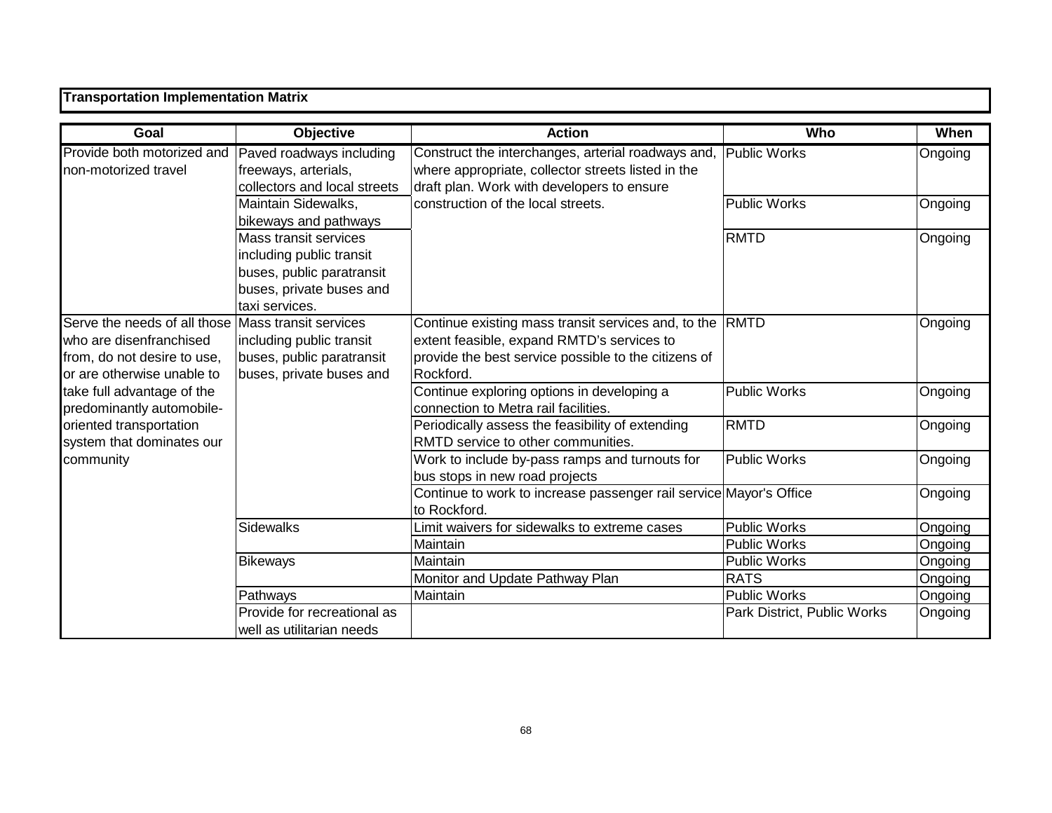**Transportation Implementation Matrix**

| Goal | Objective | Action | Who | When |
|---|---|---|---|---|
| Provide both motorized and non-motorized travel | Paved roadways including freeways, arterials, collectors and local streets | Construct the interchanges, arterial roadways and, where appropriate, collector streets listed in the draft plan. Work with developers to ensure construction of the local streets. | Public Works | Ongoing |
| | Maintain Sidewalks, bikeways and pathways | | Public Works | Ongoing |
| | Mass transit services including public transit buses, public paratransit buses, private buses and taxi services. | | RMTD | Ongoing |
| Serve the needs of all those who are disenfranchised from, do not desire to use, or are otherwise unable to take full advantage of the predominantly automobile-oriented transportation system that dominates our community | Mass transit services including public transit buses, public paratransit buses, private buses and | Continue existing mass transit services and, to the extent feasible, expand RMTD's services to provide the best service possible to the citizens of Rockford. | RMTD | Ongoing |
| | | Continue exploring options in developing a connection to Metra rail facilities. | Public Works | Ongoing |
| | | Periodically assess the feasibility of extending RMTD service to other communities. | RMTD | Ongoing |
| | | Work to include by-pass ramps and turnouts for bus stops in new road projects | Public Works | Ongoing |
| | | Continue to work to increase passenger rail service to Rockford. | Mayor's Office | Ongoing |
| | Sidewalks | Limit waivers for sidewalks to extreme cases | Public Works | Ongoing |
| | | Maintain | Public Works | Ongoing |
| | Bikeways | Maintain | Public Works | Ongoing |
| | | Monitor and Update Pathway Plan | RATS | Ongoing |
| | Pathways | Maintain | Public Works | Ongoing |
| | Provide for recreational as well as utilitarian needs | | Park District, Public Works | Ongoing |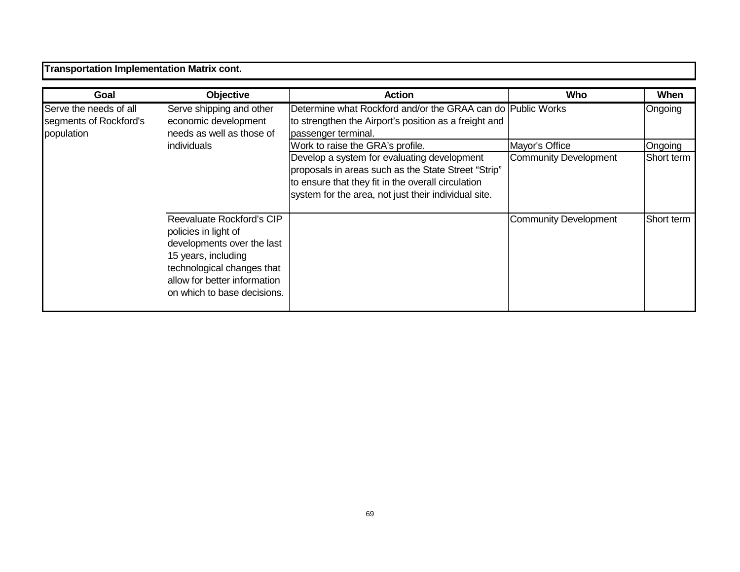**Transportation Implementation Matrix cont.**

| Goal | Objective | Action | Who | When |
| --- | --- | --- | --- | --- |
| Serve the needs of all segments of Rockford's population | Serve shipping and other economic development needs as well as those of individuals | Determine what Rockford and/or the GRAA can do to strengthen the Airport's position as a freight and passenger terminal. | Public Works | Ongoing |
| | | Work to raise the GRA's profile. | Mayor's Office | Ongoing |
| | | Develop a system for evaluating development proposals in areas such as the State Street "Strip" to ensure that they fit in the overall circulation system for the area, not just their individual site. | Community Development | Short term |
| | Reevaluate Rockford's CIP policies in light of developments over the last 15 years, including technological changes that allow for better information on which to base decisions. | | Community Development | Short term |